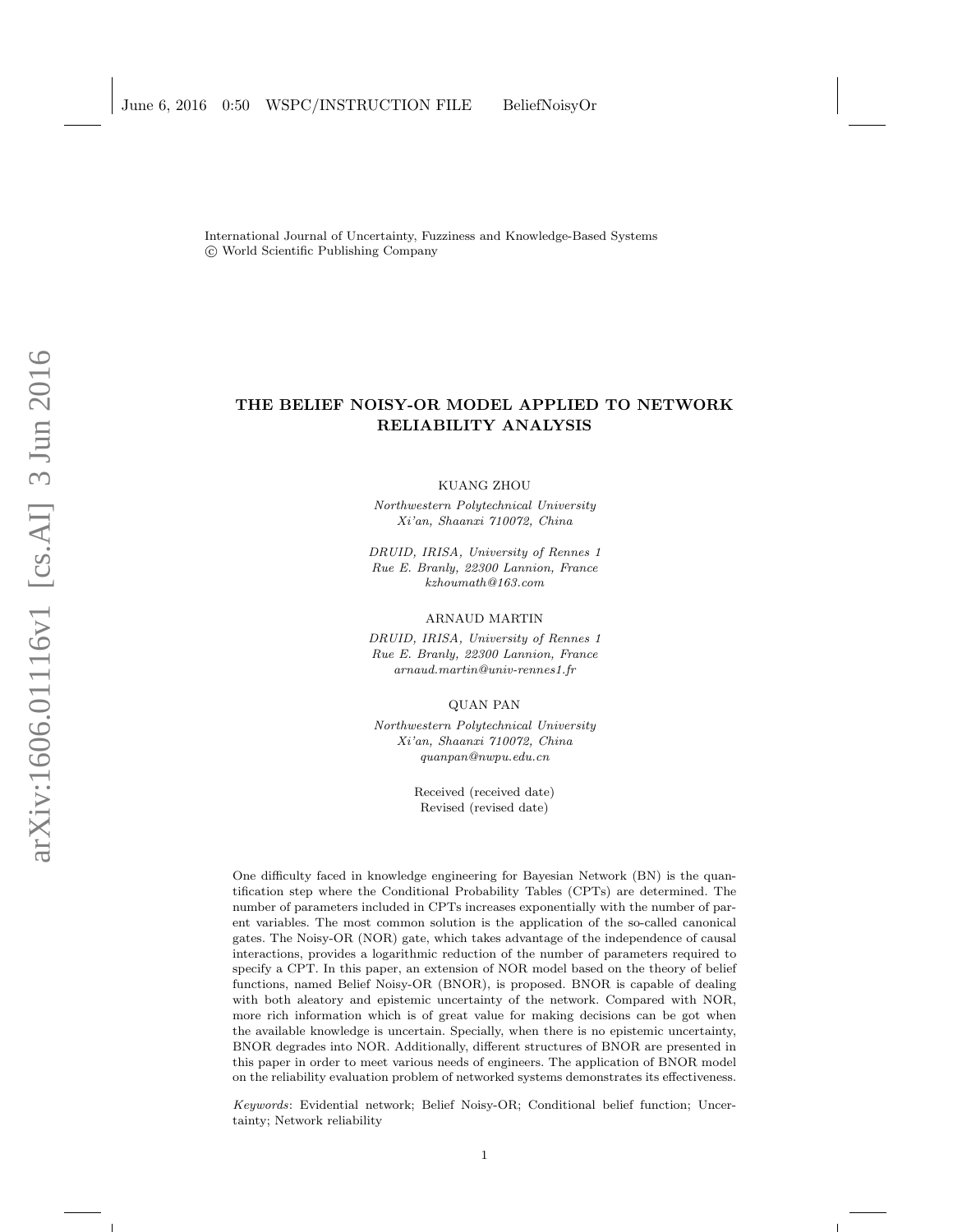International Journal of Uncertainty, Fuzziness and Knowledge-Based Systems
© World Scientific Publishing Company

# THE BELIEF NOISY-OR MODEL APPLIED TO NETWORK RELIABILITY ANALYSIS

KUANG ZHOU

*Northwestern Polytechnical University*
*Xi'an, Shaanxi 710072, China*

*DRUID, IRISA, University of Rennes 1*
*Rue E. Branly, 22300 Lannion, France*
*kzhoumath@163.com*

ARNAUD MARTIN

*DRUID, IRISA, University of Rennes 1*
*Rue E. Branly, 22300 Lannion, France*
*arnaud.martin@univ-rennes1.fr*

QUAN PAN

*Northwestern Polytechnical University*
*Xi'an, Shaanxi 710072, China*
*quanpan@nwpu.edu.cn*

Received (received date)
Revised (revised date)

One difficulty faced in knowledge engineering for Bayesian Network (BN) is the quantification step where the Conditional Probability Tables (CPTs) are determined. The number of parameters included in CPTs increases exponentially with the number of parent variables. The most common solution is the application of the so-called canonical gates. The Noisy-OR (NOR) gate, which takes advantage of the independence of causal interactions, provides a logarithmic reduction of the number of parameters required to specify a CPT. In this paper, an extension of NOR model based on the theory of belief functions, named Belief Noisy-OR (BNOR), is proposed. BNOR is capable of dealing with both aleatory and epistemic uncertainty of the network. Compared with NOR, more rich information which is of great value for making decisions can be got when the available knowledge is uncertain. Specially, when there is no epistemic uncertainty, BNOR degrades into NOR. Additionally, different structures of BNOR are presented in this paper in order to meet various needs of engineers. The application of BNOR model on the reliability evaluation problem of networked systems demonstrates its effectiveness.

*Keywords*: Evidential network; Belief Noisy-OR; Conditional belief function; Uncertainty; Network reliability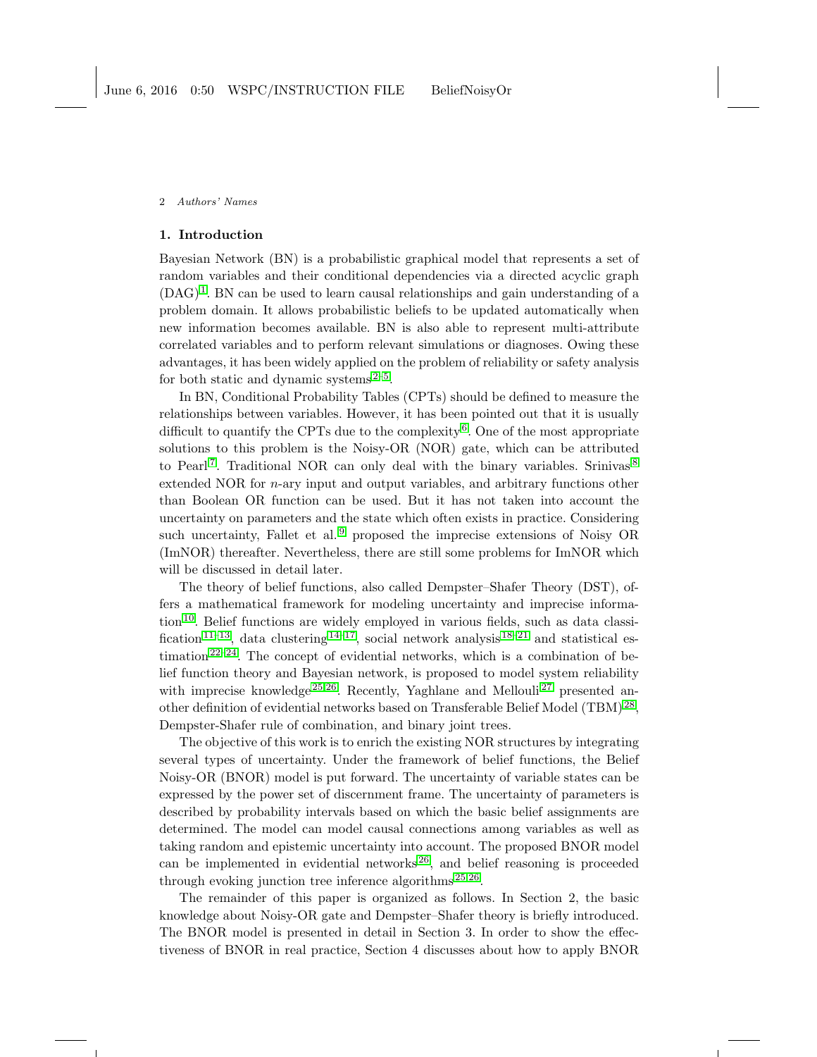## 1. Introduction

Bayesian Network (BN) is a probabilistic graphical model that represents a set of random variables and their conditional dependencies via a directed acyclic graph (DAG)[1]. BN can be used to learn causal relationships and gain understanding of a problem domain. It allows probabilistic beliefs to be updated automatically when new information becomes available. BN is also able to represent multi-attribute correlated variables and to perform relevant simulations or diagnoses. Owing these advantages, it has been widely applied on the problem of reliability or safety analysis for both static and dynamic systems[2–5].

In BN, Conditional Probability Tables (CPTs) should be defined to measure the relationships between variables. However, it has been pointed out that it is usually difficult to quantify the CPTs due to the complexity[6]. One of the most appropriate solutions to this problem is the Noisy-OR (NOR) gate, which can be attributed to Pearl[7]. Traditional NOR can only deal with the binary variables. Srinivas[8] extended NOR for $n$-ary input and output variables, and arbitrary functions other than Boolean OR function can be used. But it has not taken into account the uncertainty on parameters and the state which often exists in practice. Considering such uncertainty, Fallet et al.[9] proposed the imprecise extensions of Noisy OR (ImNOR) thereafter. Nevertheless, there are still some problems for ImNOR which will be discussed in detail later.

The theory of belief functions, also called Dempster–Shafer Theory (DST), offers a mathematical framework for modeling uncertainty and imprecise information[10]. Belief functions are widely employed in various fields, such as data classification[11–13], data clustering[14–17], social network analysis[18–21] and statistical estimation[22–24]. The concept of evidential networks, which is a combination of belief function theory and Bayesian network, is proposed to model system reliability with imprecise knowledge[25,26]. Recently, Yaghlane and Mellouli[27] presented another definition of evidential networks based on Transferable Belief Model (TBM)[28], Dempster-Shafer rule of combination, and binary joint trees.

The objective of this work is to enrich the existing NOR structures by integrating several types of uncertainty. Under the framework of belief functions, the Belief Noisy-OR (BNOR) model is put forward. The uncertainty of variable states can be expressed by the power set of discernment frame. The uncertainty of parameters is described by probability intervals based on which the basic belief assignments are determined. The model can model causal connections among variables as well as taking random and epistemic uncertainty into account. The proposed BNOR model can be implemented in evidential networks[26], and belief reasoning is proceeded through evoking junction tree inference algorithms[25,26].

The remainder of this paper is organized as follows. In Section 2, the basic knowledge about Noisy-OR gate and Dempster–Shafer theory is briefly introduced. The BNOR model is presented in detail in Section 3. In order to show the effectiveness of BNOR in real practice, Section 4 discusses about how to apply BNOR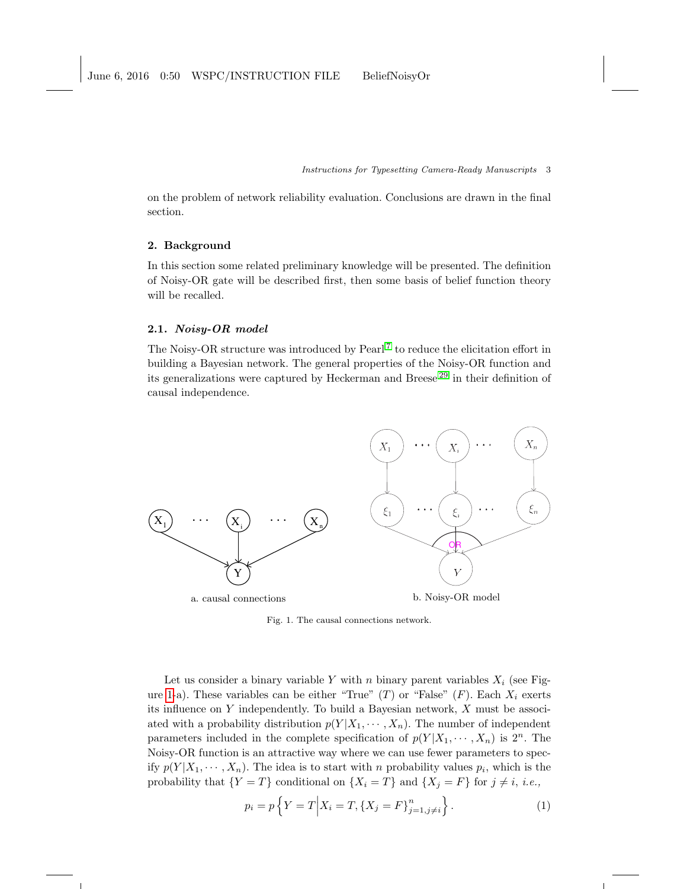on the problem of network reliability evaluation. Conclusions are drawn in the final section.

## 2. Background

In this section some related preliminary knowledge will be presented. The definition of Noisy-OR gate will be described first, then some basis of belief function theory will be recalled.

### 2.1. *Noisy-OR model*

The Noisy-OR structure was introduced by Pearl[7] to reduce the elicitation effort in building a Bayesian network. The general properties of the Noisy-OR function and its generalizations were captured by Heckerman and Breese[29] in their definition of causal independence.

a. causal connections

b. Noisy-OR model

Fig. 1. The causal connections network.

Let us consider a binary variable $Y$ with $n$ binary parent variables $X_i$ (see Figure 1-a). These variables can be either "True" ($T$) or "False" ($F$). Each $X_i$ exerts its influence on $Y$ independently. To build a Bayesian network, $X$ must be associated with a probability distribution $p(Y|X_1, \cdots, X_n)$. The number of independent parameters included in the complete specification of $p(Y|X_1, \cdots, X_n)$ is $2^n$. The Noisy-OR function is an attractive way where we can use fewer parameters to specify $p(Y|X_1, \cdots, X_n)$. The idea is to start with $n$ probability values $p_i$, which is the probability that $\{Y = T\}$ conditional on $\{X_i = T\}$ and $\{X_j = F\}$ for $j \neq i$, *i.e.,*

$$p_i = p\left\{Y = T \middle| X_i = T, \{X_j = F\}_{j=1, j\neq i}^{n}\right\}. \quad (1)$$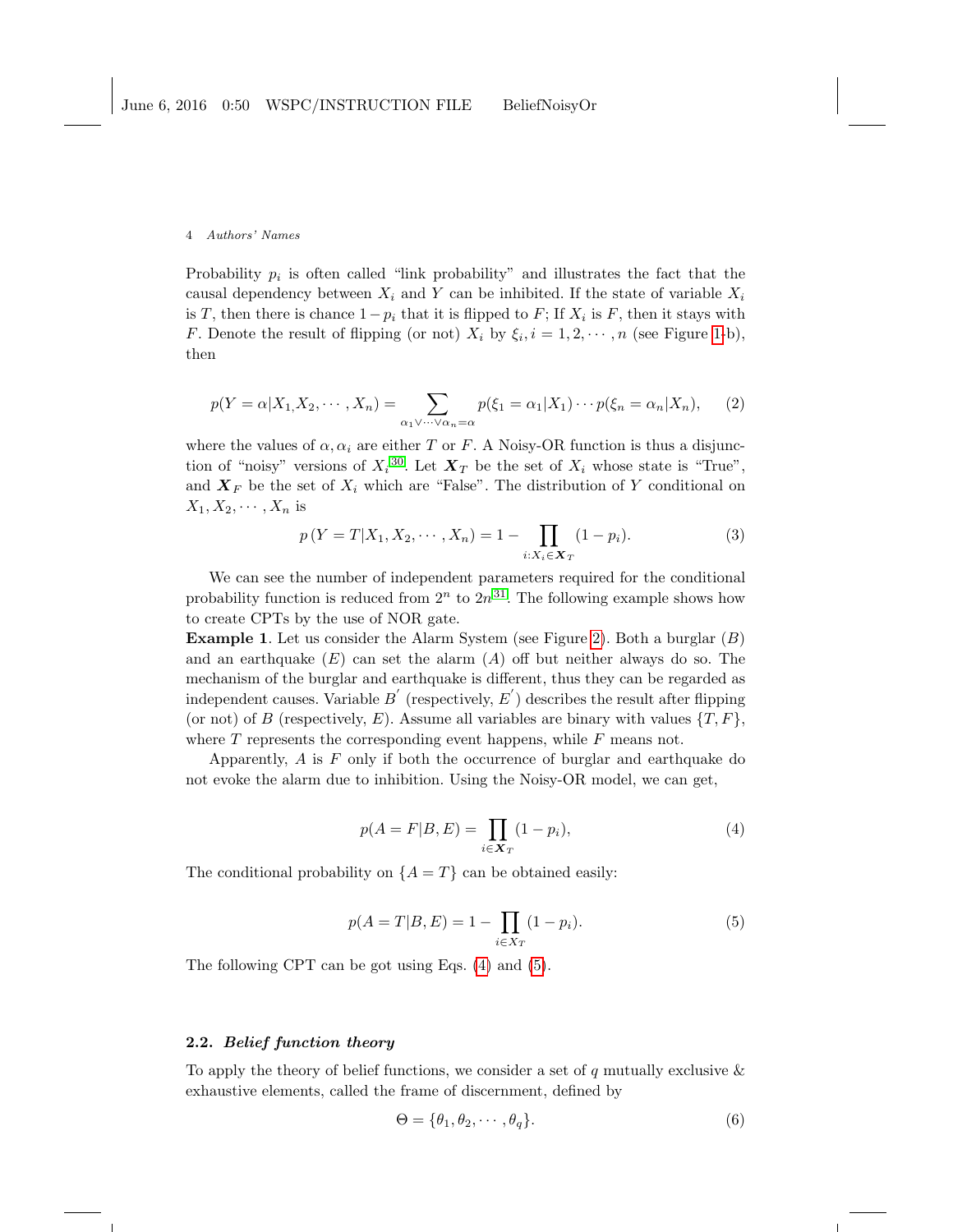Probability $p_i$ is often called "link probability" and illustrates the fact that the causal dependency between $X_i$ and $Y$ can be inhibited. If the state of variable $X_i$ is $T$, then there is chance $1-p_i$ that it is flipped to $F$; If $X_i$ is $F$, then it stays with $F$. Denote the result of flipping (or not) $X_i$ by $\xi_i, i = 1, 2, \cdots, n$ (see Figure 1-b), then

$$p(Y = \alpha | X_1, X_2, \cdots, X_n) = \sum_{\alpha_1 \vee \cdots \vee \alpha_n = \alpha} p(\xi_1 = \alpha_1 | X_1) \cdots p(\xi_n = \alpha_n | X_n), \quad (2)$$

where the values of $\alpha, \alpha_i$ are either $T$ or $F$. A Noisy-OR function is thus a disjunction of "noisy" versions of $X_i$[30]. Let $\boldsymbol{X}_T$ be the set of $X_i$ whose state is "True", and $\boldsymbol{X}_F$ be the set of $X_i$ which are "False". The distribution of $Y$ conditional on $X_1, X_2, \cdots, X_n$ is

$$p\left(Y = T | X_1, X_2, \cdots, X_n\right) = 1 - \prod_{i: X_i \in \boldsymbol{X}_T} (1 - p_i). \quad (3)$$

We can see the number of independent parameters required for the conditional probability function is reduced from $2^n$ to $2n$[31]. The following example shows how to create CPTs by the use of NOR gate.

**Example 1**. Let us consider the Alarm System (see Figure 2). Both a burglar ($B$) and an earthquake ($E$) can set the alarm ($A$) off but neither always do so. The mechanism of the burglar and earthquake is different, thus they can be regarded as independent causes. Variable $B^{'}$ (respectively, $E^{'}$) describes the result after flipping (or not) of $B$ (respectively, $E$). Assume all variables are binary with values $\{T, F\}$, where $T$ represents the corresponding event happens, while $F$ means not.

Apparently, $A$ is $F$ only if both the occurrence of burglar and earthquake do not evoke the alarm due to inhibition. Using the Noisy-OR model, we can get,

$$p(A = F | B, E) = \prod_{i \in \boldsymbol{X}_T} (1 - p_i), \quad (4)$$

The conditional probability on $\{A = T\}$ can be obtained easily:

$$p(A = T | B, E) = 1 - \prod_{i \in X_T} (1 - p_i). \quad (5)$$

The following CPT can be got using Eqs. (4) and (5).

### 2.2. *Belief function theory*

To apply the theory of belief functions, we consider a set of $q$ mutually exclusive & exhaustive elements, called the frame of discernment, defined by

$$\Theta = \{\theta_1, \theta_2, \cdots, \theta_q\}. \quad (6)$$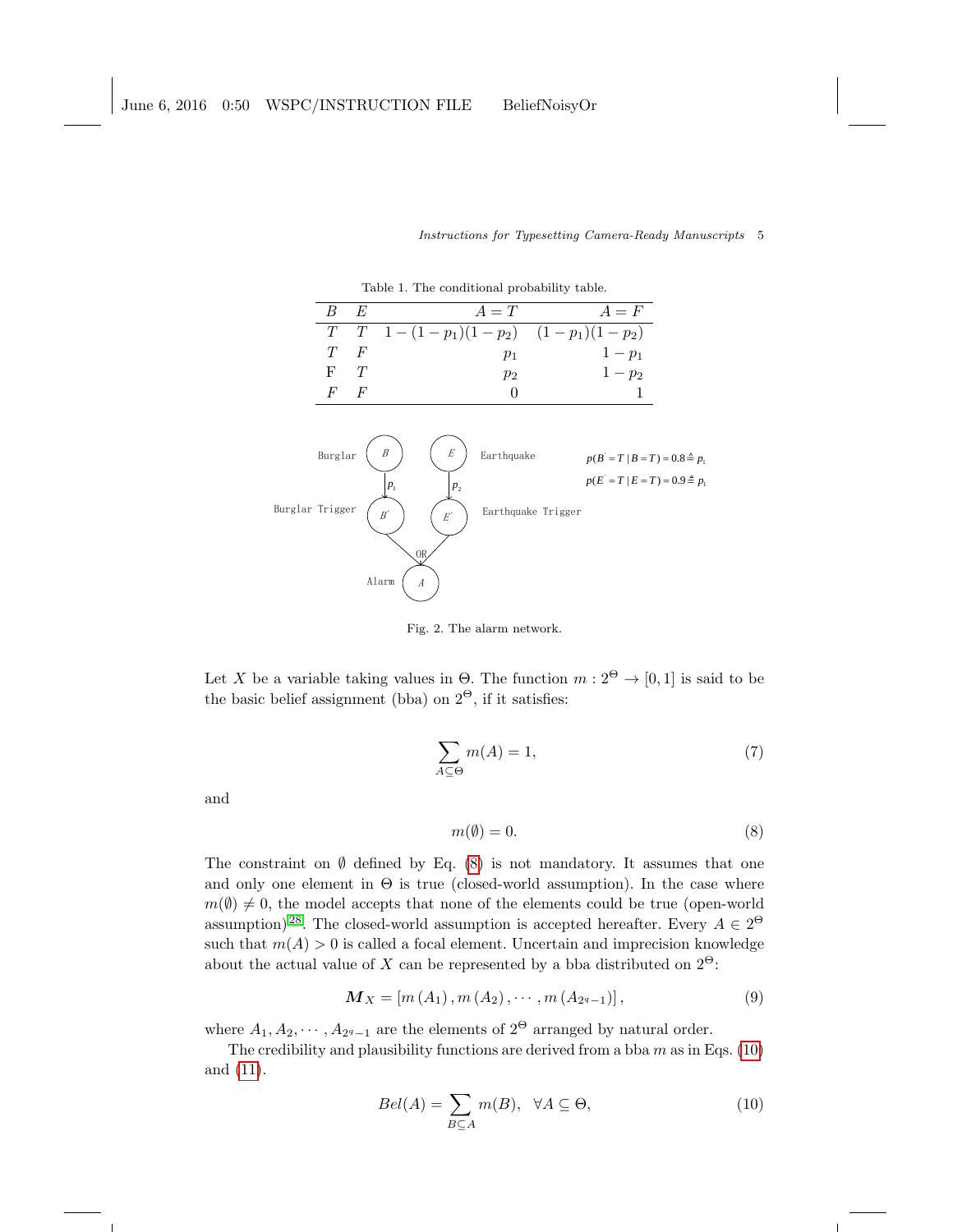Table 1. The conditional probability table.

| $B$ | $E$ | $A=T$ | $A=F$ |
|---|---|---|---|
| $T$ | $T$ | $1-(1-p_1)(1-p_2)$ | $(1-p_1)(1-p_2)$ |
| $T$ | $F$ | $p_1$ | $1-p_1$ |
| F | $T$ | $p_2$ | $1-p_2$ |
| $F$ | $F$ | 0 | 1 |

Fig. 2. The alarm network.

Let $X$ be a variable taking values in $\Theta$. The function $m : 2^\Theta \to [0,1]$ is said to be the basic belief assignment (bba) on $2^\Theta$, if it satisfies:

$$\sum_{A \subseteq \Theta} m(A) = 1, \tag{7}$$

and

$$m(\emptyset) = 0. \tag{8}$$

The constraint on $\emptyset$ defined by Eq. (8) is not mandatory. It assumes that one and only one element in $\Theta$ is true (closed-world assumption). In the case where $m(\emptyset) \neq 0$, the model accepts that none of the elements could be true (open-world assumption)[28]. The closed-world assumption is accepted hereafter. Every $A \in 2^\Theta$ such that $m(A) > 0$ is called a focal element. Uncertain and imprecision knowledge about the actual value of $X$ can be represented by a bba distributed on $2^\Theta$:

$$\boldsymbol{M}_X = \left[ m\left(A_1\right), m\left(A_2\right), \cdots, m\left(A_{2^q-1}\right) \right], \tag{9}$$

where $A_1, A_2, \cdots, A_{2^q-1}$ are the elements of $2^\Theta$ arranged by natural order.

The credibility and plausibility functions are derived from a bba $m$ as in Eqs. (10) and (11).

$$Bel(A) = \sum_{B \subseteq A} m(B), \quad \forall A \subseteq \Theta, \tag{10}$$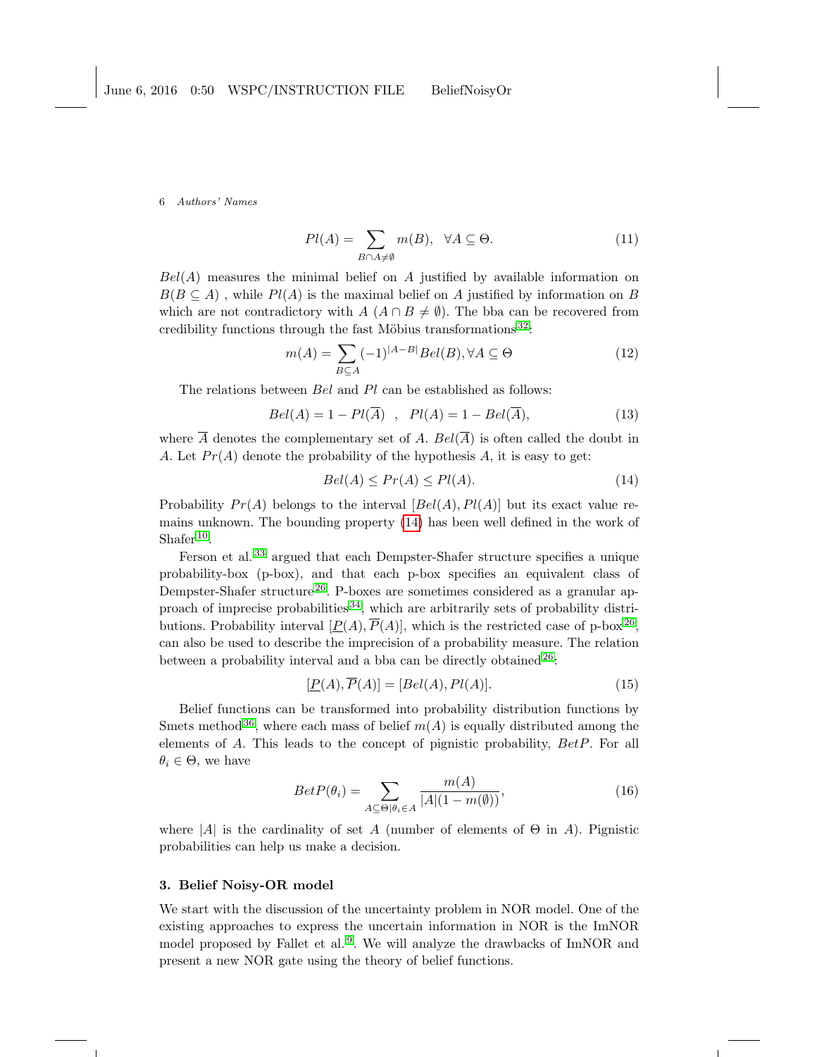$$Pl(A) = \sum_{B \cap A \neq \emptyset} m(B), \quad \forall A \subseteq \Theta. \tag{11}$$

$Bel(A)$ measures the minimal belief on $A$ justified by available information on $B(B \subseteq A)$ , while $Pl(A)$ is the maximal belief on $A$ justified by information on $B$ which are not contradictory with $A$ ($A \cap B \neq \emptyset$). The bba can be recovered from credibility functions through the fast Möbius transformations[32]:

$$m(A) = \sum_{B \subseteq A} (-1)^{|A-B|} Bel(B), \forall A \subseteq \Theta \tag{12}$$

The relations between $Bel$ and $Pl$ can be established as follows:

$$Bel(A) = 1 - Pl(\overline{A}) \quad , \quad Pl(A) = 1 - Bel(\overline{A}), \tag{13}$$

where $\overline{A}$ denotes the complementary set of $A$. $Bel(\overline{A})$ is often called the doubt in $A$. Let $Pr(A)$ denote the probability of the hypothesis $A$, it is easy to get:

$$Bel(A) \leq Pr(A) \leq Pl(A). \tag{14}$$

Probability $Pr(A)$ belongs to the interval $[Bel(A), Pl(A)]$ but its exact value remains unknown. The bounding property (14) has been well defined in the work of Shafer[10].

Ferson et al.[33] argued that each Dempster-Shafer structure specifies a unique probability-box (p-box), and that each p-box specifies an equivalent class of Dempster-Shafer structure[26]. P-boxes are sometimes considered as a granular approach of imprecise probabilities[34], which are arbitrarily sets of probability distributions. Probability interval $[\underline{P}(A), \overline{P}(A)]$, which is the restricted case of p-box[26], can also be used to describe the imprecision of a probability measure. The relation between a probability interval and a bba can be directly obtained[26]:

$$[\underline{P}(A), \overline{P}(A)] = [Bel(A), Pl(A)]. \tag{15}$$

Belief functions can be transformed into probability distribution functions by Smets method[36], where each mass of belief $m(A)$ is equally distributed among the elements of $A$. This leads to the concept of pignistic probability, $BetP$. For all $\theta_i \in \Theta$, we have

$$BetP(\theta_i) = \sum_{A \subseteq \Theta | \theta_i \in A} \frac{m(A)}{|A|(1 - m(\emptyset))}, \tag{16}$$

where $|A|$ is the cardinality of set $A$ (number of elements of $\Theta$ in $A$). Pignistic probabilities can help us make a decision.

## 3. Belief Noisy-OR model

We start with the discussion of the uncertainty problem in NOR model. One of the existing approaches to express the uncertain information in NOR is the ImNOR model proposed by Fallet et al.[9]. We will analyze the drawbacks of ImNOR and present a new NOR gate using the theory of belief functions.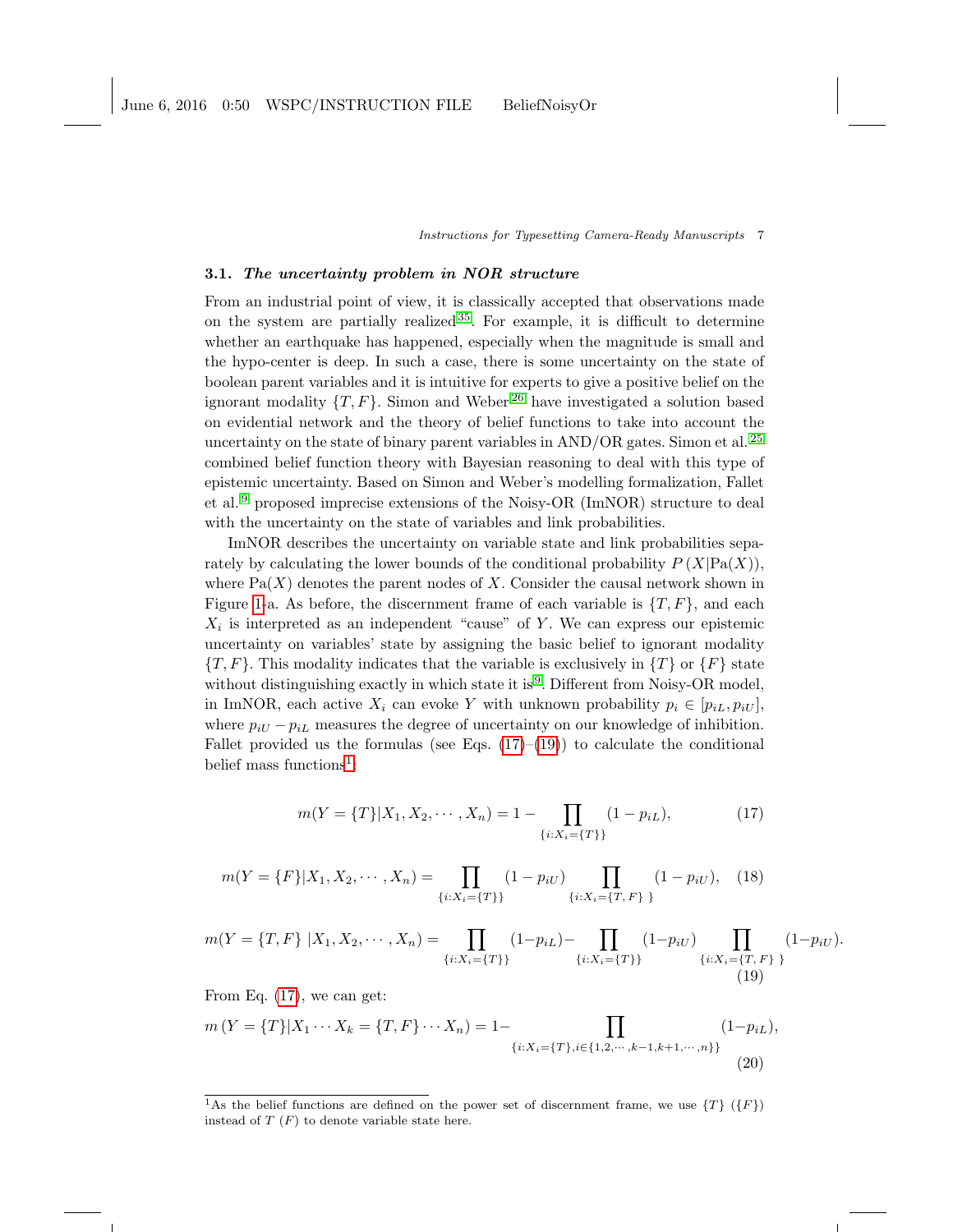### 3.1. *The uncertainty problem in NOR structure*

From an industrial point of view, it is classically accepted that observations made on the system are partially realized[35]. For example, it is difficult to determine whether an earthquake has happened, especially when the magnitude is small and the hypo-center is deep. In such a case, there is some uncertainty on the state of boolean parent variables and it is intuitive for experts to give a positive belief on the ignorant modality $\{T, F\}$. Simon and Weber[26] have investigated a solution based on evidential network and the theory of belief functions to take into account the uncertainty on the state of binary parent variables in AND/OR gates. Simon et al.[25] combined belief function theory with Bayesian reasoning to deal with this type of epistemic uncertainty. Based on Simon and Weber's modelling formalization, Fallet et al.[9] proposed imprecise extensions of the Noisy-OR (ImNOR) structure to deal with the uncertainty on the state of variables and link probabilities.

ImNOR describes the uncertainty on variable state and link probabilities separately by calculating the lower bounds of the conditional probability $P(X|\text{Pa}(X))$, where $\text{Pa}(X)$ denotes the parent nodes of $X$. Consider the causal network shown in Figure 1-a. As before, the discernment frame of each variable is $\{T, F\}$, and each $X_i$ is interpreted as an independent "cause" of $Y$. We can express our epistemic uncertainty on variables' state by assigning the basic belief to ignorant modality $\{T, F\}$. This modality indicates that the variable is exclusively in $\{T\}$ or $\{F\}$ state without distinguishing exactly in which state it is[9]. Different from Noisy-OR model, in ImNOR, each active $X_i$ can evoke $Y$ with unknown probability $p_i \in [p_{iL}, p_{iU}]$, where $p_{iU} - p_{iL}$ measures the degree of uncertainty on our knowledge of inhibition. Fallet provided us the formulas (see Eqs. (17)–(19)) to calculate the conditional belief mass functions[1]:

$$m(Y = \{T\}|X_1, X_2, \cdots, X_n) = 1 - \prod_{\{i:X_i=\{T\}\}} (1 - p_{iL}), \tag{17}$$

$$m(Y = \{F\}|X_1, X_2, \cdots, X_n) = \prod_{\{i:X_i=\{T\}\}} (1 - p_{iU}) \prod_{\{i:X_i=\{T,F\}\}} (1 - p_{iU}), \tag{18}$$

$$m(Y = \{T, F\}\,|X_1, X_2, \cdots, X_n) = \prod_{\{i:X_i=\{T\}\}} (1-p_{iL}) - \prod_{\{i:X_i=\{T\}\}} (1-p_{iU}) \prod_{\{i:X_i=\{T,F\}\}} (1-p_{iU}). \tag{19}$$

From Eq. (17), we can get:

$$m\,(Y = \{T\}|X_1 \cdots X_k = \{T, F\} \cdots X_n) = 1 - \prod_{\{i:X_i=\{T\}, i\in\{1,2,\cdots,k-1,k+1,\cdots,n\}\}} (1-p_{iL}), \tag{20}$$

[1] As the belief functions are defined on the power set of discernment frame, we use $\{T\}$ ($\{F\}$) instead of $T$ ($F$) to denote variable state here.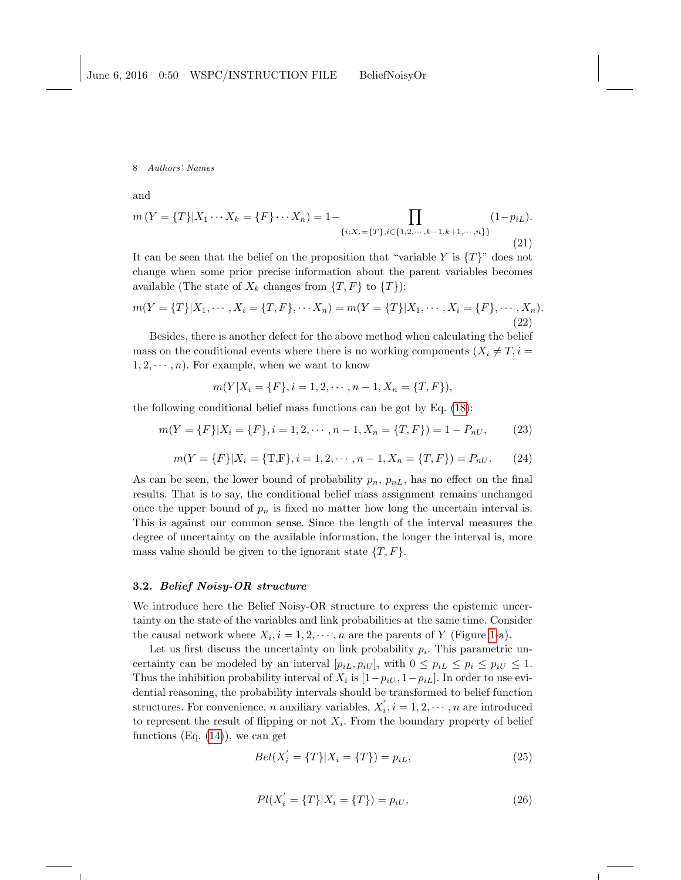and

$$m\left(Y=\{T\}|X_1 \cdots X_k=\{F\} \cdots X_n\right)=1-\prod_{\{i:X_i=\{T\},i\in\{1,2,\cdots,k-1,k+1,\cdots,n\}\}}(1-p_{iL}). \tag{21}$$

It can be seen that the belief on the proposition that "variable $Y$ is $\{T\}$" does not change when some prior precise information about the parent variables becomes available (The state of $X_k$ changes from $\{T,F\}$ to $\{T\}$):

$$m(Y=\{T\}|X_1,\cdots,X_i=\{T,F\},\cdots X_n)=m(Y=\{T\}|X_1,\cdots,X_i=\{F\},\cdots,X_n). \tag{22}$$

Besides, there is another defect for the above method when calculating the belief mass on the conditional events where there is no working components ($X_i \neq T, i=1,2,\cdots,n$). For example, when we want to know

$$m(Y|X_i=\{F\},i=1,2,\cdots,n-1,X_n=\{T,F\}),$$

the following conditional belief mass functions can be got by Eq. (18):

$$m(Y=\{F\}|X_i=\{F\},i=1,2,\cdots,n-1,X_n=\{T,F\})=1-P_{nU}, \tag{23}$$

$$m(Y=\{F\}|X_i=\{\mathrm{T,F}\},i=1,2,\cdots,n-1,X_n=\{T,F\})=P_{nU}. \tag{24}$$

As can be seen, the lower bound of probability $p_n$, $p_{nL}$, has no effect on the final results. That is to say, the conditional belief mass assignment remains unchanged once the upper bound of $p_n$ is fixed no matter how long the uncertain interval is. This is against our common sense. Since the length of the interval measures the degree of uncertainty on the available information, the longer the interval is, more mass value should be given to the ignorant state $\{T,F\}$.

### 3.2. *Belief Noisy-OR structure*

We introduce here the Belief Noisy-OR structure to express the epistemic uncertainty on the state of the variables and link probabilities at the same time. Consider the causal network where $X_i, i=1,2,\cdots,n$ are the parents of $Y$ (Figure 1-a).

Let us first discuss the uncertainty on link probability $p_i$. This parametric uncertainty can be modeled by an interval $[p_{iL}, p_{iU}]$, with $0 \leq p_{iL} \leq p_i \leq p_{iU} \leq 1$. Thus the inhibition probability interval of $X_i$ is $[1-p_{iU}, 1-p_{iL}]$. In order to use evidential reasoning, the probability intervals should be transformed to belief function structures. For convenience, $n$ auxiliary variables, $X_i^{'}, i=1,2,\cdots,n$ are introduced to represent the result of flipping or not $X_i$. From the boundary property of belief functions (Eq. (14)), we can get

$$Bel(X_i^{'}=\{T\}|X_i=\{T\})=p_{iL}, \tag{25}$$

$$Pl(X_i^{'}=\{T\}|X_i=\{T\})=p_{iU}, \tag{26}$$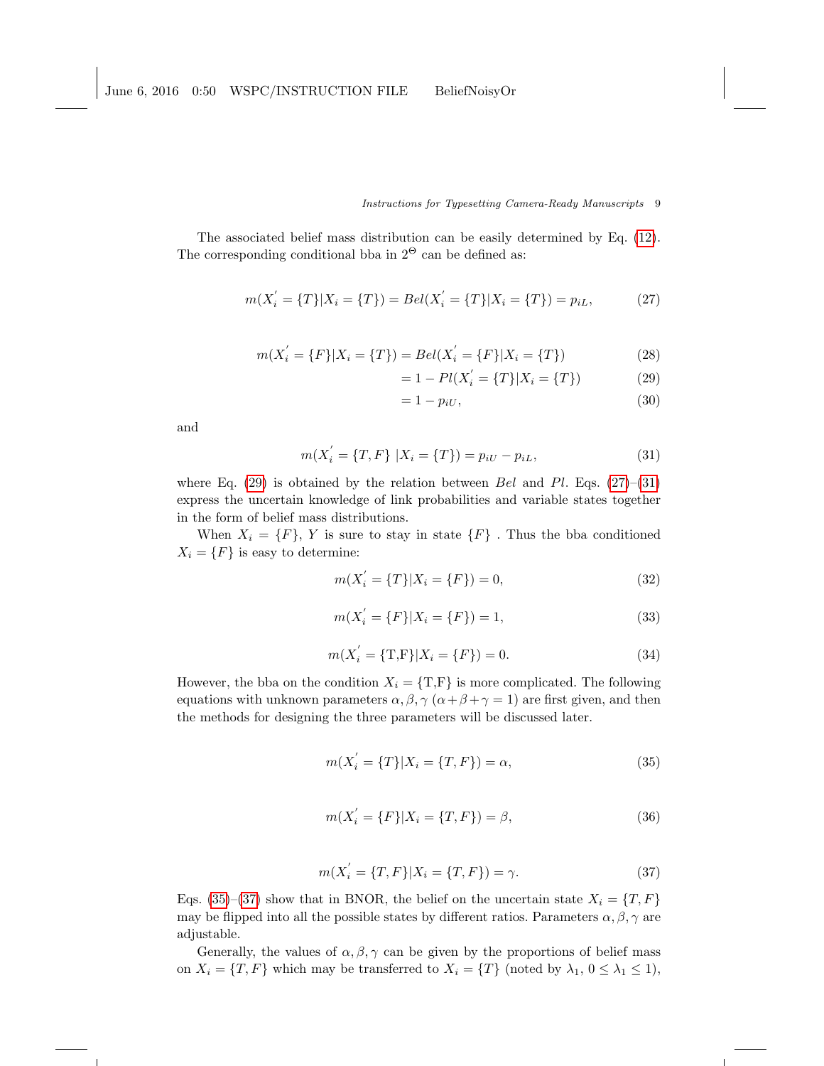The associated belief mass distribution can be easily determined by Eq. (12). The corresponding conditional bba in $2^{\Theta}$ can be defined as:

$$m(X_i^{'} = \{T\} | X_i = \{T\}) = Bel(X_i^{'} = \{T\} | X_i = \{T\}) = p_{iL}, \tag{27}$$

$$\begin{aligned} m(X_i^{'} = \{F\} | X_i = \{T\}) &= Bel(X_i^{'} = \{F\} | X_i = \{T\}) & (28) \\ &= 1 - Pl(X_i^{'} = \{T\} | X_i = \{T\}) & (29) \\ &= 1 - p_{iU}, & (30) \end{aligned}$$

and

$$m(X_i^{'} = \{T, F\} \, | X_i = \{T\}) = p_{iU} - p_{iL}, \tag{31}$$

where Eq. (29) is obtained by the relation between $Bel$ and $Pl$. Eqs. (27)–(31) express the uncertain knowledge of link probabilities and variable states together in the form of belief mass distributions.

When $X_i = \{F\}$, $Y$ is sure to stay in state $\{F\}$ . Thus the bba conditioned $X_i = \{F\}$ is easy to determine:

$$m(X_i^{'} = \{T\} | X_i = \{F\}) = 0, \tag{32}$$

$$m(X_i^{'} = \{F\} | X_i = \{F\}) = 1, \tag{33}$$

$$m(X_i^{'} = \{\text{T,F}\} | X_i = \{F\}) = 0. \tag{34}$$

However, the bba on the condition $X_i = \{\text{T,F}\}$ is more complicated. The following equations with unknown parameters $\alpha, \beta, \gamma$ ($\alpha + \beta + \gamma = 1$) are first given, and then the methods for designing the three parameters will be discussed later.

$$m(X_i^{'} = \{T\} | X_i = \{T, F\}) = \alpha, \tag{35}$$

$$m(X_i^{'} = \{F\} | X_i = \{T, F\}) = \beta, \tag{36}$$

$$m(X_i^{'} = \{T, F\} | X_i = \{T, F\}) = \gamma. \tag{37}$$

Eqs. (35)–(37) show that in BNOR, the belief on the uncertain state $X_i = \{T, F\}$ may be flipped into all the possible states by different ratios. Parameters $\alpha, \beta, \gamma$ are adjustable.

Generally, the values of $\alpha, \beta, \gamma$ can be given by the proportions of belief mass on $X_i = \{T, F\}$ which may be transferred to $X_i = \{T\}$ (noted by $\lambda_1$, $0 \leq \lambda_1 \leq 1$),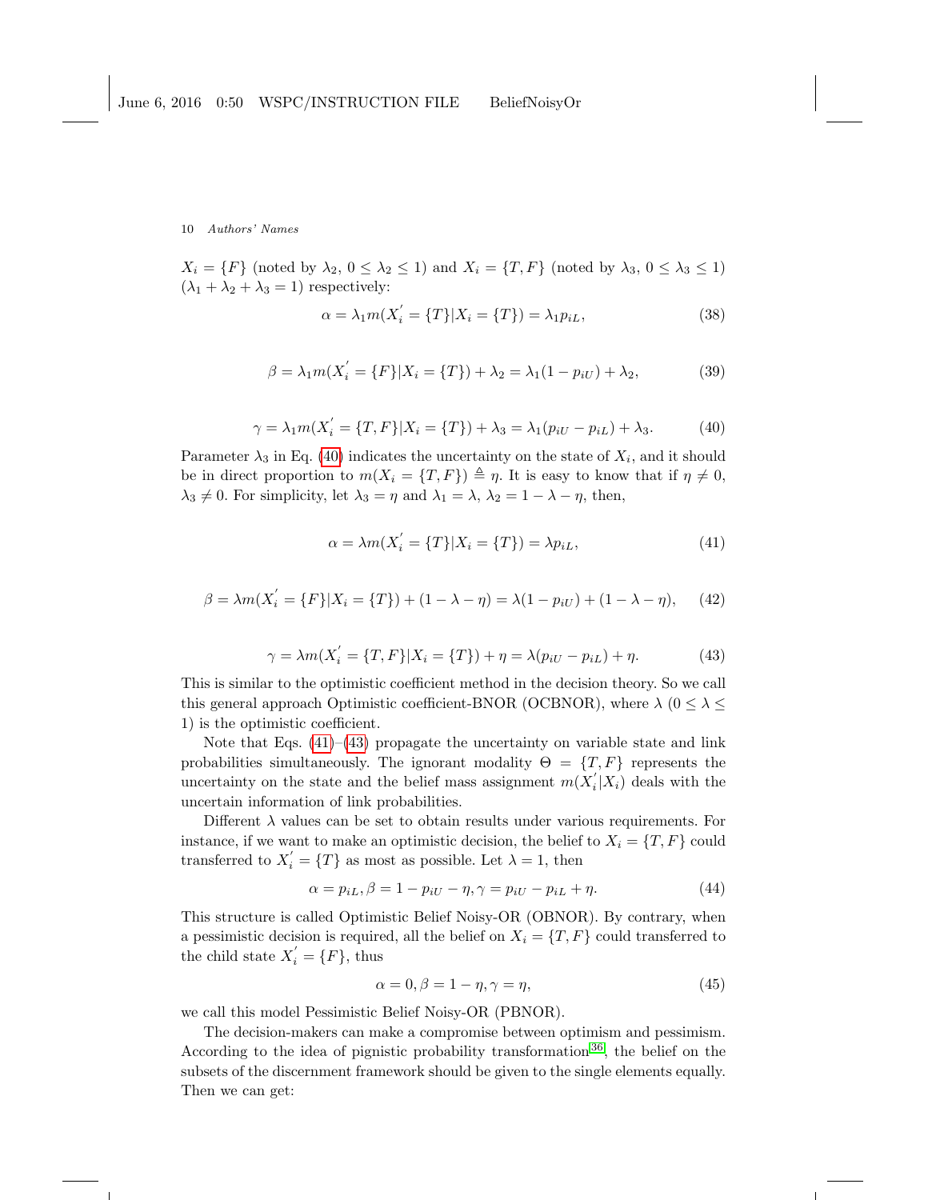$X_i = \{F\}$ (noted by $\lambda_2$, $0 \le \lambda_2 \le 1$) and $X_i = \{T, F\}$ (noted by $\lambda_3$, $0 \le \lambda_3 \le 1$) ($\lambda_1 + \lambda_2 + \lambda_3 = 1$) respectively:

$$\alpha = \lambda_1 m(X_i^{'} = \{T\}|X_i = \{T\}) = \lambda_1 p_{iL}, \tag{38}$$

$$\beta = \lambda_1 m(X_i^{'} = \{F\}|X_i = \{T\}) + \lambda_2 = \lambda_1(1 - p_{iU}) + \lambda_2, \tag{39}$$

$$\gamma = \lambda_1 m(X_i^{'} = \{T, F\}|X_i = \{T\}) + \lambda_3 = \lambda_1(p_{iU} - p_{iL}) + \lambda_3. \tag{40}$$

Parameter $\lambda_3$ in Eq. (40) indicates the uncertainty on the state of $X_i$, and it should be in direct proportion to $m(X_i = \{T, F\}) \triangleq \eta$. It is easy to know that if $\eta \ne 0$, $\lambda_3 \ne 0$. For simplicity, let $\lambda_3 = \eta$ and $\lambda_1 = \lambda$, $\lambda_2 = 1 - \lambda - \eta$, then,

$$\alpha = \lambda m(X_i^{'} = \{T\}|X_i = \{T\}) = \lambda p_{iL}, \tag{41}$$

$$\beta = \lambda m(X_i^{'} = \{F\}|X_i = \{T\}) + (1 - \lambda - \eta) = \lambda(1 - p_{iU}) + (1 - \lambda - \eta), \tag{42}$$

$$\gamma = \lambda m(X_i^{'} = \{T, F\}|X_i = \{T\}) + \eta = \lambda(p_{iU} - p_{iL}) + \eta. \tag{43}$$

This is similar to the optimistic coefficient method in the decision theory. So we call this general approach Optimistic coefficient-BNOR (OCBNOR), where $\lambda$ ($0 \le \lambda \le 1$) is the optimistic coefficient.

Note that Eqs. (41)–(43) propagate the uncertainty on variable state and link probabilities simultaneously. The ignorant modality $\Theta = \{T, F\}$ represents the uncertainty on the state and the belief mass assignment $m(X_i^{'}|X_i)$ deals with the uncertain information of link probabilities.

Different $\lambda$ values can be set to obtain results under various requirements. For instance, if we want to make an optimistic decision, the belief to $X_i = \{T, F\}$ could transferred to $X_i^{'} = \{T\}$ as most as possible. Let $\lambda = 1$, then

$$\alpha = p_{iL}, \beta = 1 - p_{iU} - \eta, \gamma = p_{iU} - p_{iL} + \eta. \tag{44}$$

This structure is called Optimistic Belief Noisy-OR (OBNOR). By contrary, when a pessimistic decision is required, all the belief on $X_i = \{T, F\}$ could transferred to the child state $X_i^{'} = \{F\}$, thus

$$\alpha = 0, \beta = 1 - \eta, \gamma = \eta, \tag{45}$$

we call this model Pessimistic Belief Noisy-OR (PBNOR).

The decision-makers can make a compromise between optimism and pessimism. According to the idea of pignistic probability transformation[36], the belief on the subsets of the discernment framework should be given to the single elements equally. Then we can get: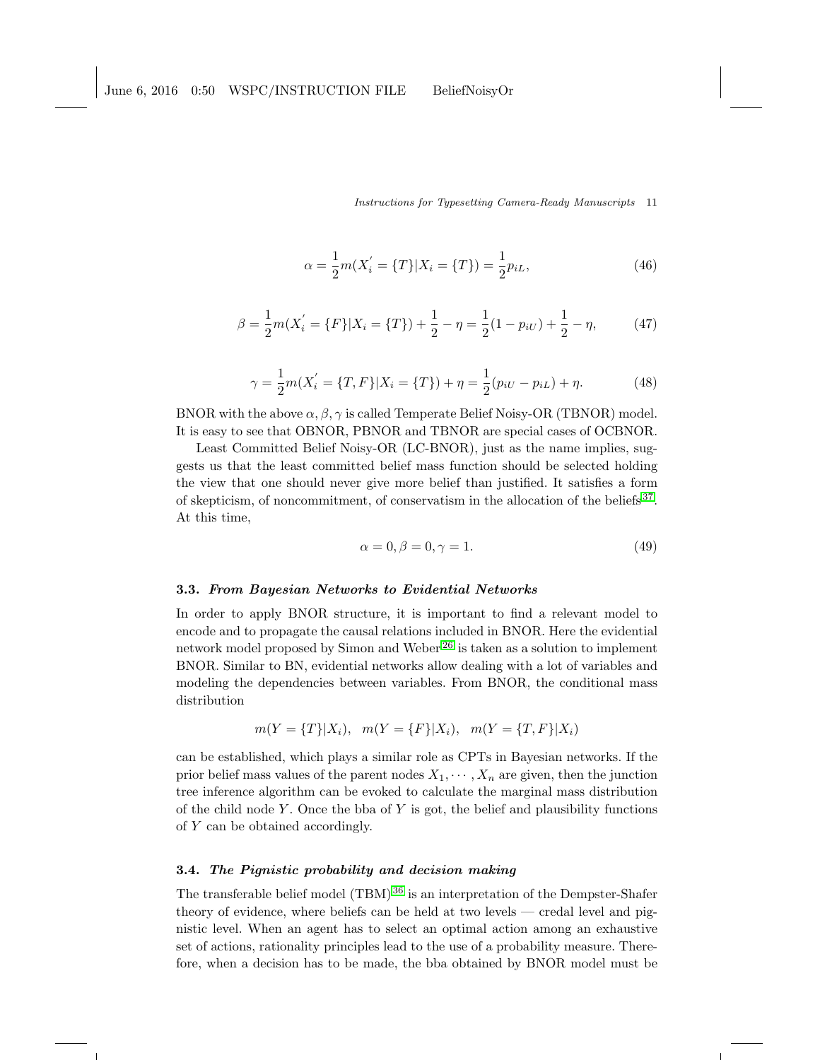$$\alpha = \frac{1}{2}m(X_i^{'} = \{T\}|X_i = \{T\}) = \frac{1}{2}p_{iL}, \tag{46}$$

$$\beta = \frac{1}{2}m(X_i^{'} = \{F\}|X_i = \{T\}) + \frac{1}{2} - \eta = \frac{1}{2}(1 - p_{iU}) + \frac{1}{2} - \eta, \tag{47}$$

$$\gamma = \frac{1}{2}m(X_i^{'} = \{T, F\}|X_i = \{T\}) + \eta = \frac{1}{2}(p_{iU} - p_{iL}) + \eta. \tag{48}$$

BNOR with the above $\alpha, \beta, \gamma$ is called Temperate Belief Noisy-OR (TBNOR) model. It is easy to see that OBNOR, PBNOR and TBNOR are special cases of OCBNOR.

Least Committed Belief Noisy-OR (LC-BNOR), just as the name implies, suggests us that the least committed belief mass function should be selected holding the view that one should never give more belief than justified. It satisfies a form of skepticism, of noncommitment, of conservatism in the allocation of the beliefs[37]. At this time,

$$\alpha = 0, \beta = 0, \gamma = 1. \tag{49}$$

### 3.3. *From Bayesian Networks to Evidential Networks*

In order to apply BNOR structure, it is important to find a relevant model to encode and to propagate the causal relations included in BNOR. Here the evidential network model proposed by Simon and Weber[26] is taken as a solution to implement BNOR. Similar to BN, evidential networks allow dealing with a lot of variables and modeling the dependencies between variables. From BNOR, the conditional mass distribution

$$m(Y = \{T\}|X_i), \quad m(Y = \{F\}|X_i), \quad m(Y = \{T, F\}|X_i)$$

can be established, which plays a similar role as CPTs in Bayesian networks. If the prior belief mass values of the parent nodes $X_1, \cdots, X_n$ are given, then the junction tree inference algorithm can be evoked to calculate the marginal mass distribution of the child node $Y$. Once the bba of $Y$ is got, the belief and plausibility functions of $Y$ can be obtained accordingly.

### 3.4. *The Pignistic probability and decision making*

The transferable belief model (TBM)[36] is an interpretation of the Dempster-Shafer theory of evidence, where beliefs can be held at two levels — credal level and pignistic level. When an agent has to select an optimal action among an exhaustive set of actions, rationality principles lead to the use of a probability measure. Therefore, when a decision has to be made, the bba obtained by BNOR model must be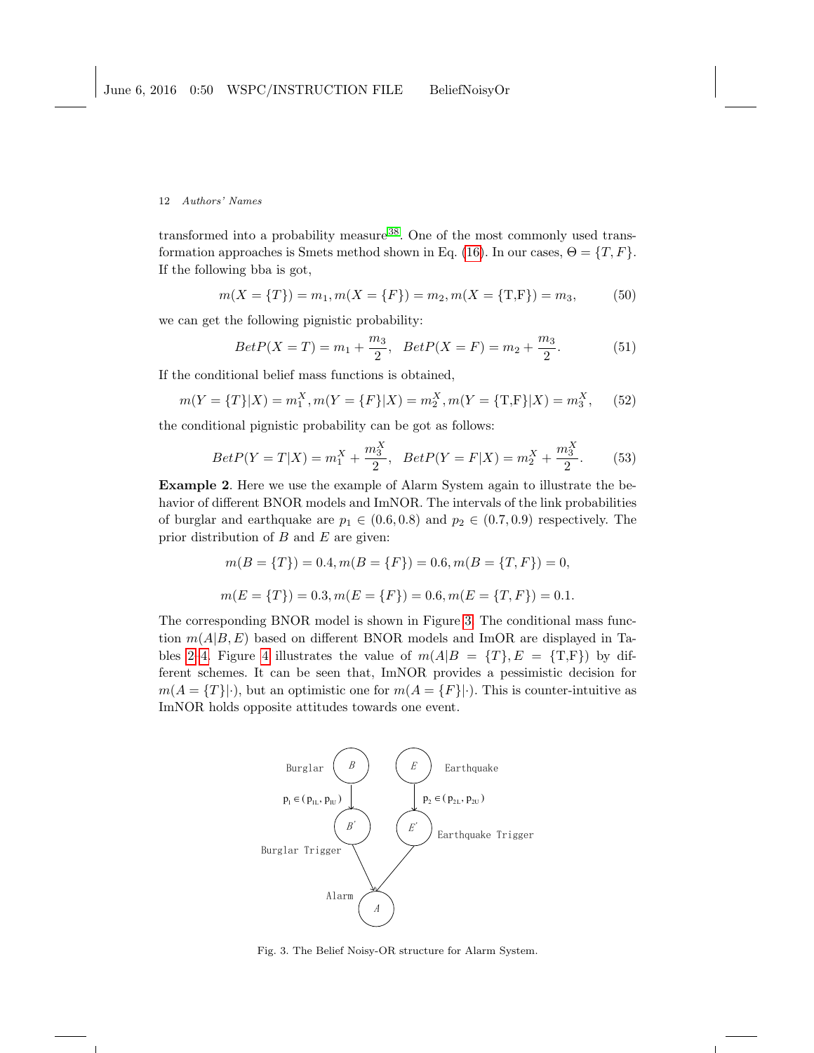transformed into a probability measure[38]. One of the most commonly used transformation approaches is Smets method shown in Eq. (16). In our cases, $\Theta = \{T, F\}$. If the following bba is got,

$$m(X = \{T\}) = m_1, m(X = \{F\}) = m_2, m(X = \{\text{T,F}\}) = m_3, \tag{50}$$

we can get the following pignistic probability:

$$BetP(X = T) = m_1 + \frac{m_3}{2}, \quad BetP(X = F) = m_2 + \frac{m_3}{2}. \tag{51}$$

If the conditional belief mass functions is obtained,

$$m(Y = \{T\}|X) = m_1^X, m(Y = \{F\}|X) = m_2^X, m(Y = \{\text{T,F}\}|X) = m_3^X, \tag{52}$$

the conditional pignistic probability can be got as follows:

$$BetP(Y = T|X) = m_1^X + \frac{m_3^X}{2}, \quad BetP(Y = F|X) = m_2^X + \frac{m_3^X}{2}. \tag{53}$$

**Example 2**. Here we use the example of Alarm System again to illustrate the behavior of different BNOR models and ImNOR. The intervals of the link probabilities of burglar and earthquake are $p_1 \in (0.6, 0.8)$ and $p_2 \in (0.7, 0.9)$ respectively. The prior distribution of $B$ and $E$ are given:

$$m(B = \{T\}) = 0.4, m(B = \{F\}) = 0.6, m(B = \{T, F\}) = 0,$$

$$m(E = \{T\}) = 0.3, m(E = \{F\}) = 0.6, m(E = \{T, F\}) = 0.1.$$

The corresponding BNOR model is shown in Figure 3. The conditional mass function $m(A|B, E)$ based on different BNOR models and ImOR are displayed in Tables 2-4. Figure 4 illustrates the value of $m(A|B = \{T\}, E = \{\text{T,F}\})$ by different schemes. It can be seen that, ImNOR provides a pessimistic decision for $m(A = \{T\}|\cdot)$, but an optimistic one for $m(A = \{F\}|\cdot)$. This is counter-intuitive as ImNOR holds opposite attitudes towards one event.

Fig. 3. The Belief Noisy-OR structure for Alarm System.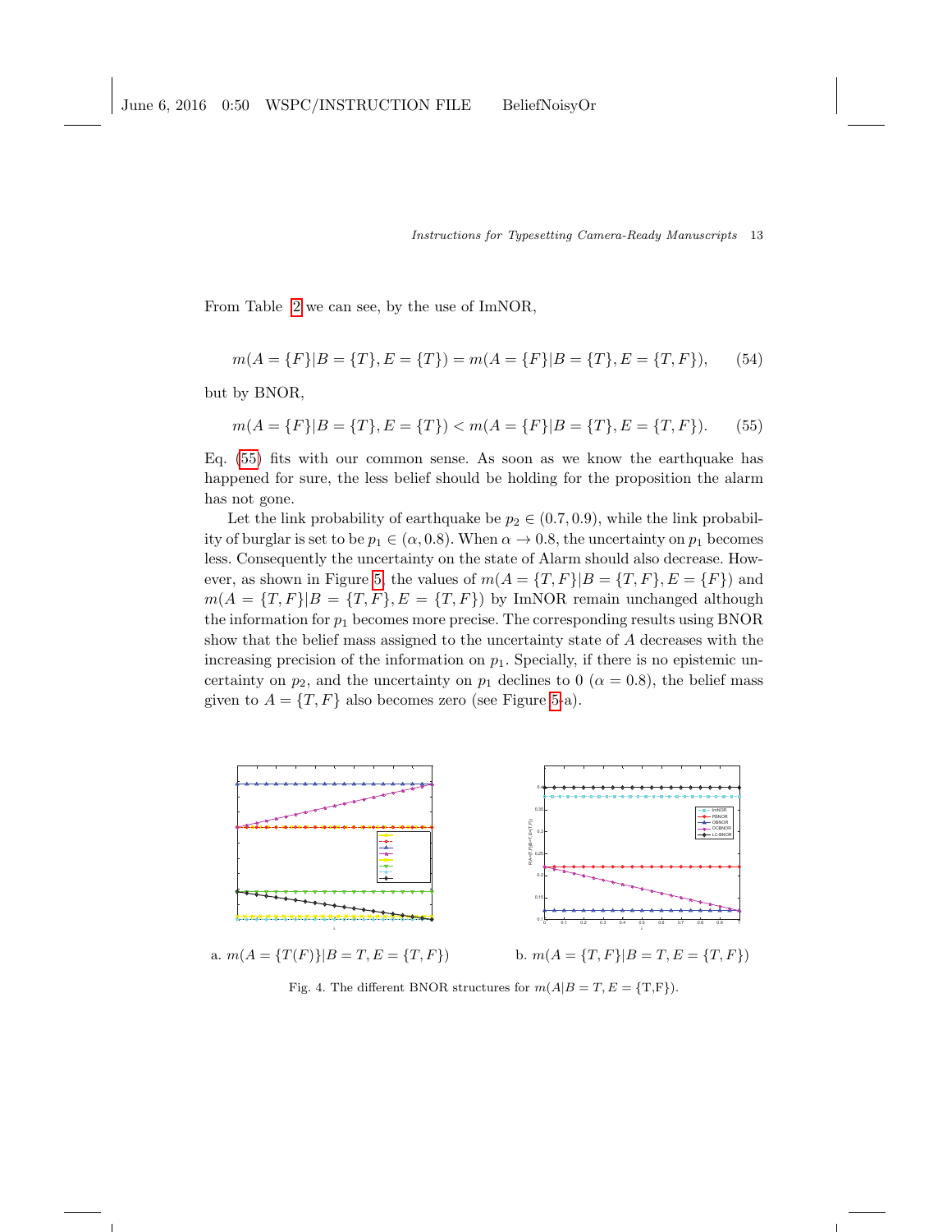From Table 2 we can see, by the use of ImNOR,

$$m(A = \{F\}|B = \{T\}, E = \{T\}) = m(A = \{F\}|B = \{T\}, E = \{T, F\}), \tag{54}$$

but by BNOR,

$$m(A = \{F\}|B = \{T\}, E = \{T\}) < m(A = \{F\}|B = \{T\}, E = \{T, F\}). \tag{55}$$

Eq. (55) fits with our common sense. As soon as we know the earthquake has happened for sure, the less belief should be holding for the proposition the alarm has not gone.

Let the link probability of earthquake be $p_2 \in (0.7, 0.9)$, while the link probability of burglar is set to be $p_1 \in (\alpha, 0.8)$. When $\alpha \to 0.8$, the uncertainty on $p_1$ becomes less. Consequently the uncertainty on the state of Alarm should also decrease. However, as shown in Figure 5, the values of $m(A = \{T, F\}|B = \{T, F\}, E = \{F\})$ and $m(A = \{T, F\}|B = \{T, F\}, E = \{T, F\})$ by ImNOR remain unchanged although the information for $p_1$ becomes more precise. The corresponding results using BNOR show that the belief mass assigned to the uncertainty state of $A$ decreases with the increasing precision of the information on $p_1$. Specially, if there is no epistemic uncertainty on $p_2$, and the uncertainty on $p_1$ declines to 0 ($\alpha = 0.8$), the belief mass given to $A = \{T, F\}$ also becomes zero (see Figure 5-a).

a. $m(A = \{T(F)\}|B = T, E = \{T, F\})$

b. $m(A = \{T, F\}|B = T, E = \{T, F\})$

Fig. 4. The different BNOR structures for $m(A|B = T, E = \{\text{T,F}\})$.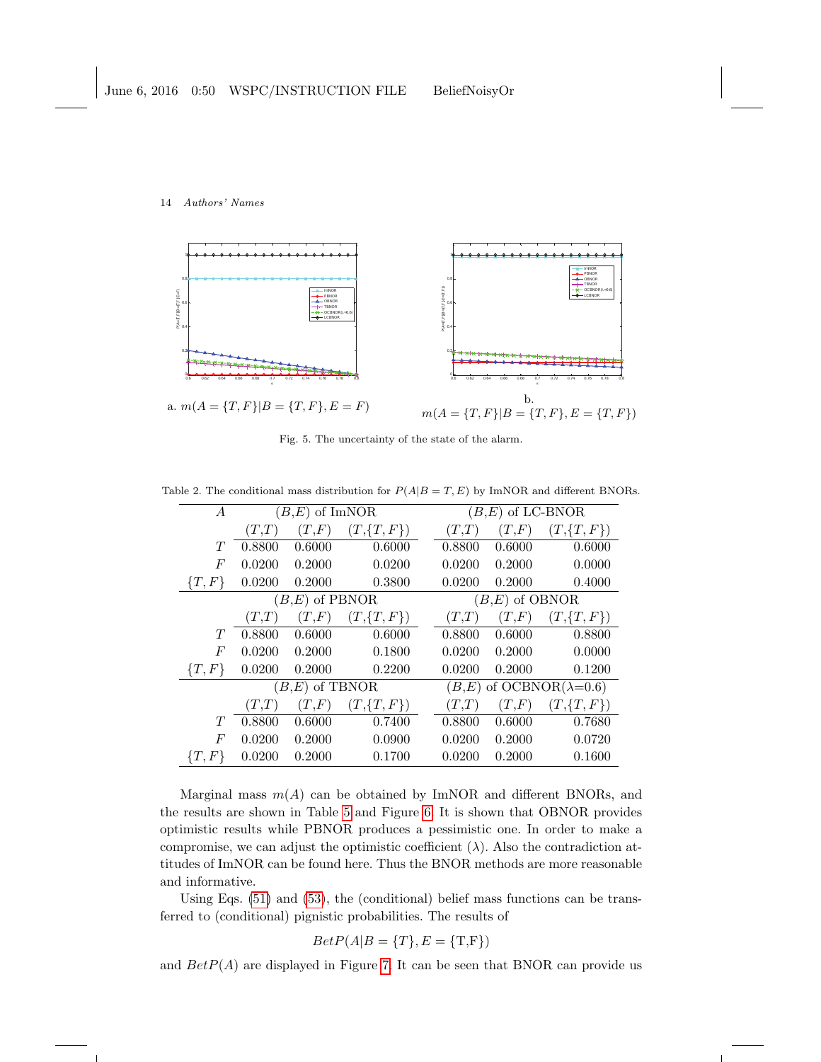a. $m(A = \{T, F\}|B = \{T, F\}, E = F)$

b. $m(A = \{T, F\}|B = \{T, F\}, E = \{T, F\})$

Fig. 5. The uncertainty of the state of the alarm.

Table 2. The conditional mass distribution for $P(A|B = T, E)$ by ImNOR and different BNORs.

| $A$ | $(B,E)$ of ImNOR | | | $(B,E)$ of LC-BNOR | | |
|---|---|---|---|---|---|---|
| | $(T,T)$ | $(T,F)$ | $(T,\{T,F\})$ | $(T,T)$ | $(T,F)$ | $(T,\{T,F\})$ |
| $T$ | 0.8800 | 0.6000 | 0.6000 | 0.8800 | 0.6000 | 0.6000 |
| $F$ | 0.0200 | 0.2000 | 0.0200 | 0.0200 | 0.2000 | 0.0000 |
| $\{T,F\}$ | 0.0200 | 0.2000 | 0.3800 | 0.0200 | 0.2000 | 0.4000 |
| | $(B,E)$ of PBNOR | | | $(B,E)$ of OBNOR | | |
| | $(T,T)$ | $(T,F)$ | $(T,\{T,F\})$ | $(T,T)$ | $(T,F)$ | $(T,\{T,F\})$ |
| $T$ | 0.8800 | 0.6000 | 0.6000 | 0.8800 | 0.6000 | 0.8800 |
| $F$ | 0.0200 | 0.2000 | 0.1800 | 0.0200 | 0.2000 | 0.0000 |
| $\{T,F\}$ | 0.0200 | 0.2000 | 0.2200 | 0.0200 | 0.2000 | 0.1200 |
| | $(B,E)$ of TBNOR | | | $(B,E)$ of OCBNOR($\lambda$=0.6) | | |
| | $(T,T)$ | $(T,F)$ | $(T,\{T,F\})$ | $(T,T)$ | $(T,F)$ | $(T,\{T,F\})$ |
| $T$ | 0.8800 | 0.6000 | 0.7400 | 0.8800 | 0.6000 | 0.7680 |
| $F$ | 0.0200 | 0.2000 | 0.0900 | 0.0200 | 0.2000 | 0.0720 |
| $\{T,F\}$ | 0.0200 | 0.2000 | 0.1700 | 0.0200 | 0.2000 | 0.1600 |

Marginal mass $m(A)$ can be obtained by ImNOR and different BNORs, and the results are shown in Table 5 and Figure 6. It is shown that OBNOR provides optimistic results while PBNOR produces a pessimistic one. In order to make a compromise, we can adjust the optimistic coefficient ($\lambda$). Also the contradiction attitudes of ImNOR can be found here. Thus the BNOR methods are more reasonable and informative.

Using Eqs. (51) and (53), the (conditional) belief mass functions can be transferred to (conditional) pignistic probabilities. The results of

$$BetP(A|B = \{T\}, E = \{\text{T,F}\})$$

and $BetP(A)$ are displayed in Figure 7. It can be seen that BNOR can provide us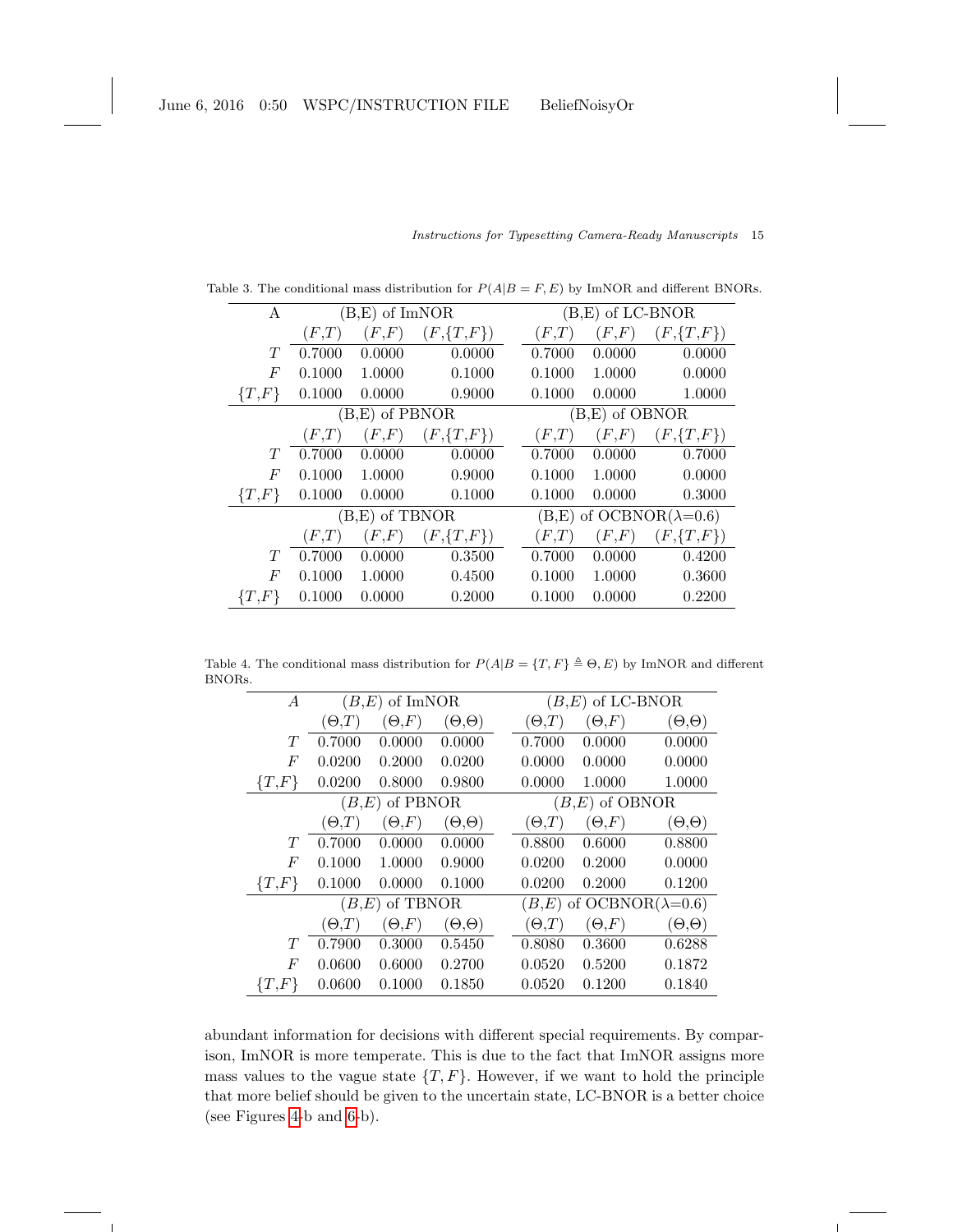Table 3. The conditional mass distribution for $P(A|B = F, E)$ by ImNOR and different BNORs.

| A | (B,E) of ImNOR | | | (B,E) of LC-BNOR | | |
|---|---|---|---|---|---|---|
| | $(F,T)$ | $(F,F)$ | $(F,\{T,F\})$ | $(F,T)$ | $(F,F)$ | $(F,\{T,F\})$ |
| $T$ | 0.7000 | 0.0000 | 0.0000 | 0.7000 | 0.0000 | 0.0000 |
| $F$ | 0.1000 | 1.0000 | 0.1000 | 0.1000 | 1.0000 | 0.0000 |
| $\{T,F\}$ | 0.1000 | 0.0000 | 0.9000 | 0.1000 | 0.0000 | 1.0000 |
| | (B,E) of PBNOR | | | (B,E) of OBNOR | | |
| | $(F,T)$ | $(F,F)$ | $(F,\{T,F\})$ | $(F,T)$ | $(F,F)$ | $(F,\{T,F\})$ |
| $T$ | 0.7000 | 0.0000 | 0.0000 | 0.7000 | 0.0000 | 0.7000 |
| $F$ | 0.1000 | 1.0000 | 0.9000 | 0.1000 | 1.0000 | 0.0000 |
| $\{T,F\}$ | 0.1000 | 0.0000 | 0.1000 | 0.1000 | 0.0000 | 0.3000 |
| | (B,E) of TBNOR | | | (B,E) of OCBNOR($\lambda$=0.6) | | |
| | $(F,T)$ | $(F,F)$ | $(F,\{T,F\})$ | $(F,T)$ | $(F,F)$ | $(F,\{T,F\})$ |
| $T$ | 0.7000 | 0.0000 | 0.3500 | 0.7000 | 0.0000 | 0.4200 |
| $F$ | 0.1000 | 1.0000 | 0.4500 | 0.1000 | 1.0000 | 0.3600 |
| $\{T,F\}$ | 0.1000 | 0.0000 | 0.2000 | 0.1000 | 0.0000 | 0.2200 |

Table 4. The conditional mass distribution for $P(A|B = \{T, F\} \triangleq \Theta, E)$ by ImNOR and different BNORs.

| $A$ | $(B,E)$ of ImNOR | | | $(B,E)$ of LC-BNOR | | |
|---|---|---|---|---|---|---|
| | $(\Theta,T)$ | $(\Theta,F)$ | $(\Theta,\Theta)$ | $(\Theta,T)$ | $(\Theta,F)$ | $(\Theta,\Theta)$ |
| $T$ | 0.7000 | 0.0000 | 0.0000 | 0.7000 | 0.0000 | 0.0000 |
| $F$ | 0.0200 | 0.2000 | 0.0200 | 0.0000 | 0.0000 | 0.0000 |
| $\{T,F\}$ | 0.0200 | 0.8000 | 0.9800 | 0.0000 | 1.0000 | 1.0000 |
| | $(B,E)$ of PBNOR | | | $(B,E)$ of OBNOR | | |
| | $(\Theta,T)$ | $(\Theta,F)$ | $(\Theta,\Theta)$ | $(\Theta,T)$ | $(\Theta,F)$ | $(\Theta,\Theta)$ |
| $T$ | 0.7000 | 0.0000 | 0.0000 | 0.8800 | 0.6000 | 0.8800 |
| $F$ | 0.1000 | 1.0000 | 0.9000 | 0.0200 | 0.2000 | 0.0000 |
| $\{T,F\}$ | 0.1000 | 0.0000 | 0.1000 | 0.0200 | 0.2000 | 0.1200 |
| | $(B,E)$ of TBNOR | | | $(B,E)$ of OCBNOR($\lambda$=0.6) | | |
| | $(\Theta,T)$ | $(\Theta,F)$ | $(\Theta,\Theta)$ | $(\Theta,T)$ | $(\Theta,F)$ | $(\Theta,\Theta)$ |
| $T$ | 0.7900 | 0.3000 | 0.5450 | 0.8080 | 0.3600 | 0.6288 |
| $F$ | 0.0600 | 0.6000 | 0.2700 | 0.0520 | 0.5200 | 0.1872 |
| $\{T,F\}$ | 0.0600 | 0.1000 | 0.1850 | 0.0520 | 0.1200 | 0.1840 |

abundant information for decisions with different special requirements. By comparison, ImNOR is more temperate. This is due to the fact that ImNOR assigns more mass values to the vague state $\{T, F\}$. However, if we want to hold the principle that more belief should be given to the uncertain state, LC-BNOR is a better choice (see Figures 4-b and 6-b).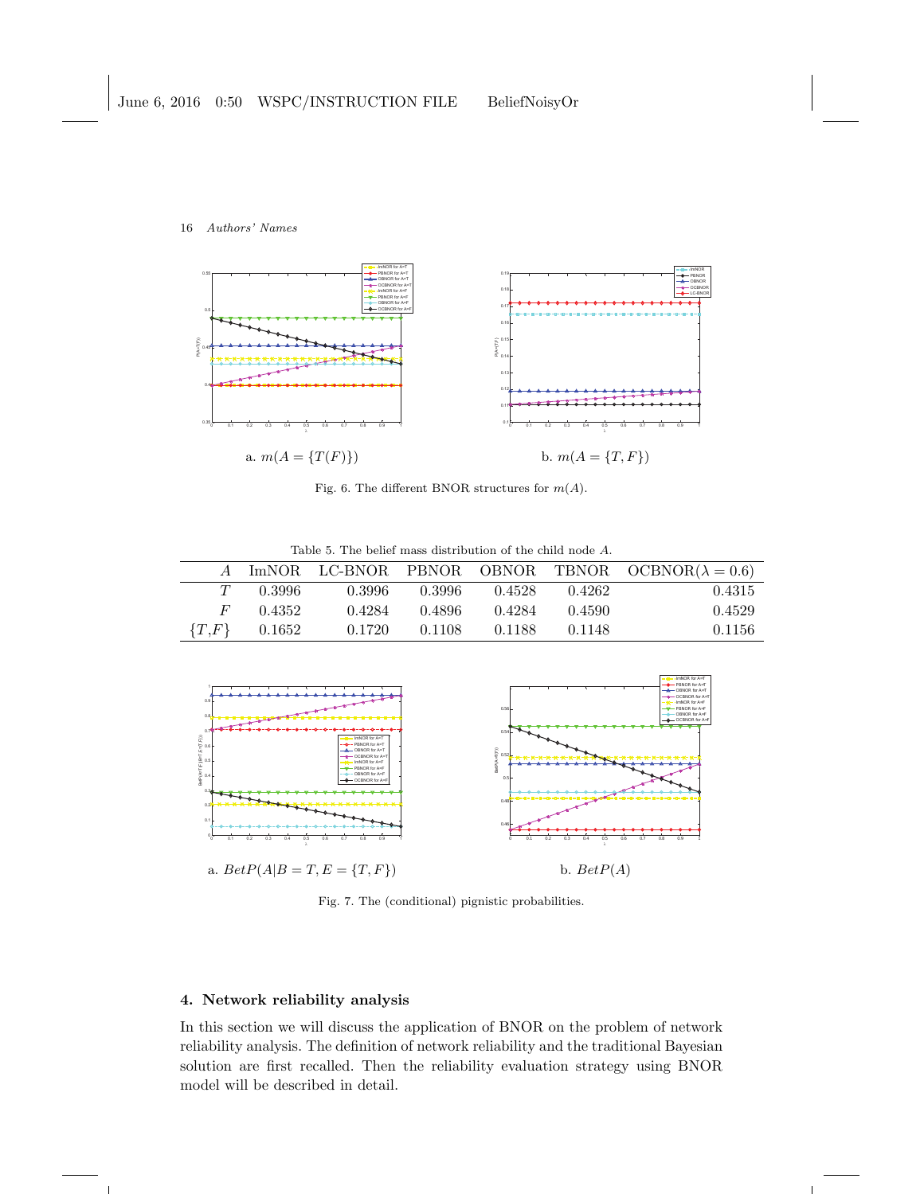a. $m(A = \{T(F)\})$

b. $m(A = \{T, F\})$

Fig. 6. The different BNOR structures for $m(A)$.

Table 5. The belief mass distribution of the child node $A$.

| $A$ | ImNOR | LC-BNOR | PBNOR | OBNOR | TBNOR | OCBNOR($\lambda = 0.6$) |
|---|---|---|---|---|---|---|
| $T$ | 0.3996 | 0.3996 | 0.3996 | 0.4528 | 0.4262 | 0.4315 |
| $F$ | 0.4352 | 0.4284 | 0.4896 | 0.4284 | 0.4590 | 0.4529 |
| $\{T,F\}$ | 0.1652 | 0.1720 | 0.1108 | 0.1188 | 0.1148 | 0.1156 |

a. $BetP(A|B = T, E = \{T, F\})$

b. $BetP(A)$

Fig. 7. The (conditional) pignistic probabilities.

## 4. Network reliability analysis

In this section we will discuss the application of BNOR on the problem of network reliability analysis. The definition of network reliability and the traditional Bayesian solution are first recalled. Then the reliability evaluation strategy using BNOR model will be described in detail.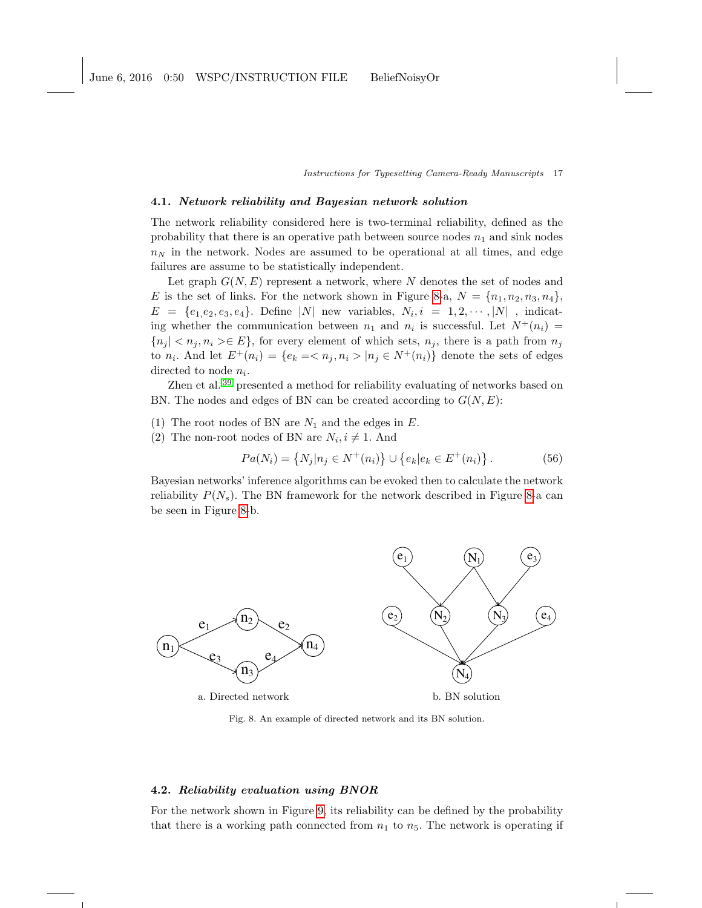### 4.1. *Network reliability and Bayesian network solution*

The network reliability considered here is two-terminal reliability, defined as the probability that there is an operative path between source nodes $n_1$ and sink nodes $n_N$ in the network. Nodes are assumed to be operational at all times, and edge failures are assume to be statistically independent.

Let graph $G(N, E)$ represent a network, where $N$ denotes the set of nodes and $E$ is the set of links. For the network shown in Figure 8-a, $N = \{n_1, n_2, n_3, n_4\}$, $E = \{e_1, e_2, e_3, e_4\}$. Define $|N|$ new variables, $N_i, i = 1, 2, \cdots, |N|$ , indicating whether the communication between $n_1$ and $n_i$ is successful. Let $N^+(n_i) = \{n_j | < n_j, n_i > \in E\}$, for every element of which sets, $n_j$, there is a path from $n_j$ to $n_i$. And let $E^+(n_i) = \{e_k =< n_j, n_i > | n_j \in N^+(n_i)\}$ denote the sets of edges directed to node $n_i$.

Zhen et al.[39] presented a method for reliability evaluating of networks based on BN. The nodes and edges of BN can be created according to $G(N, E)$:

(1) The root nodes of BN are $N_1$ and the edges in $E$.
(2) The non-root nodes of BN are $N_i, i \neq 1$. And

$$Pa(N_i) = \left\{N_j | n_j \in N^+(n_i)\right\} \cup \left\{e_k | e_k \in E^+(n_i)\right\}. \tag{56}$$

Bayesian networks' inference algorithms can be evoked then to calculate the network reliability $P(N_s)$. The BN framework for the network described in Figure 8-a can be seen in Figure 8-b.

a. Directed network

b. BN solution

Fig. 8. An example of directed network and its BN solution.

### 4.2. *Reliability evaluation using BNOR*

For the network shown in Figure 9, its reliability can be defined by the probability that there is a working path connected from $n_1$ to $n_5$. The network is operating if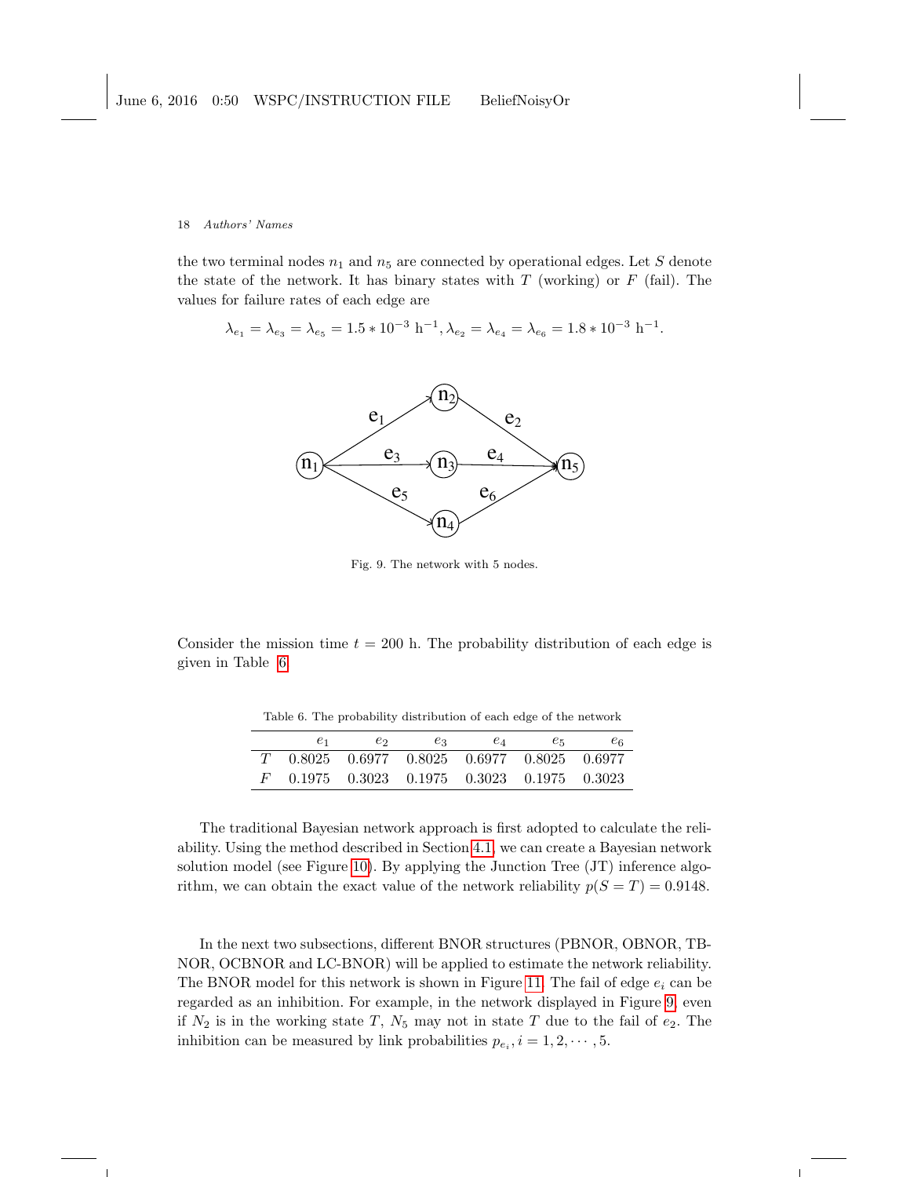the two terminal nodes $n_1$ and $n_5$ are connected by operational edges. Let $S$ denote the state of the network. It has binary states with $T$ (working) or $F$ (fail). The values for failure rates of each edge are

$$\lambda_{e_1} = \lambda_{e_3} = \lambda_{e_5} = 1.5 * 10^{-3}\ \text{h}^{-1}, \lambda_{e_2} = \lambda_{e_4} = \lambda_{e_6} = 1.8 * 10^{-3}\ \text{h}^{-1}.$$

Fig. 9. The network with 5 nodes.

Consider the mission time $t = 200$ h. The probability distribution of each edge is given in Table 6.

Table 6. The probability distribution of each edge of the network

| | $e_1$ | $e_2$ | $e_3$ | $e_4$ | $e_5$ | $e_6$ |
|---|---|---|---|---|---|---|
| $T$ | 0.8025 | 0.6977 | 0.8025 | 0.6977 | 0.8025 | 0.6977 |
| $F$ | 0.1975 | 0.3023 | 0.1975 | 0.3023 | 0.1975 | 0.3023 |

The traditional Bayesian network approach is first adopted to calculate the reliability. Using the method described in Section 4.1, we can create a Bayesian network solution model (see Figure 10). By applying the Junction Tree (JT) inference algorithm, we can obtain the exact value of the network reliability $p(S = T) = 0.9148$.

In the next two subsections, different BNOR structures (PBNOR, OBNOR, TBNOR, OCBNOR and LC-BNOR) will be applied to estimate the network reliability. The BNOR model for this network is shown in Figure 11. The fail of edge $e_i$ can be regarded as an inhibition. For example, in the network displayed in Figure 9, even if $N_2$ is in the working state $T$, $N_5$ may not in state $T$ due to the fail of $e_2$. The inhibition can be measured by link probabilities $p_{e_i}, i = 1, 2, \cdots, 5$.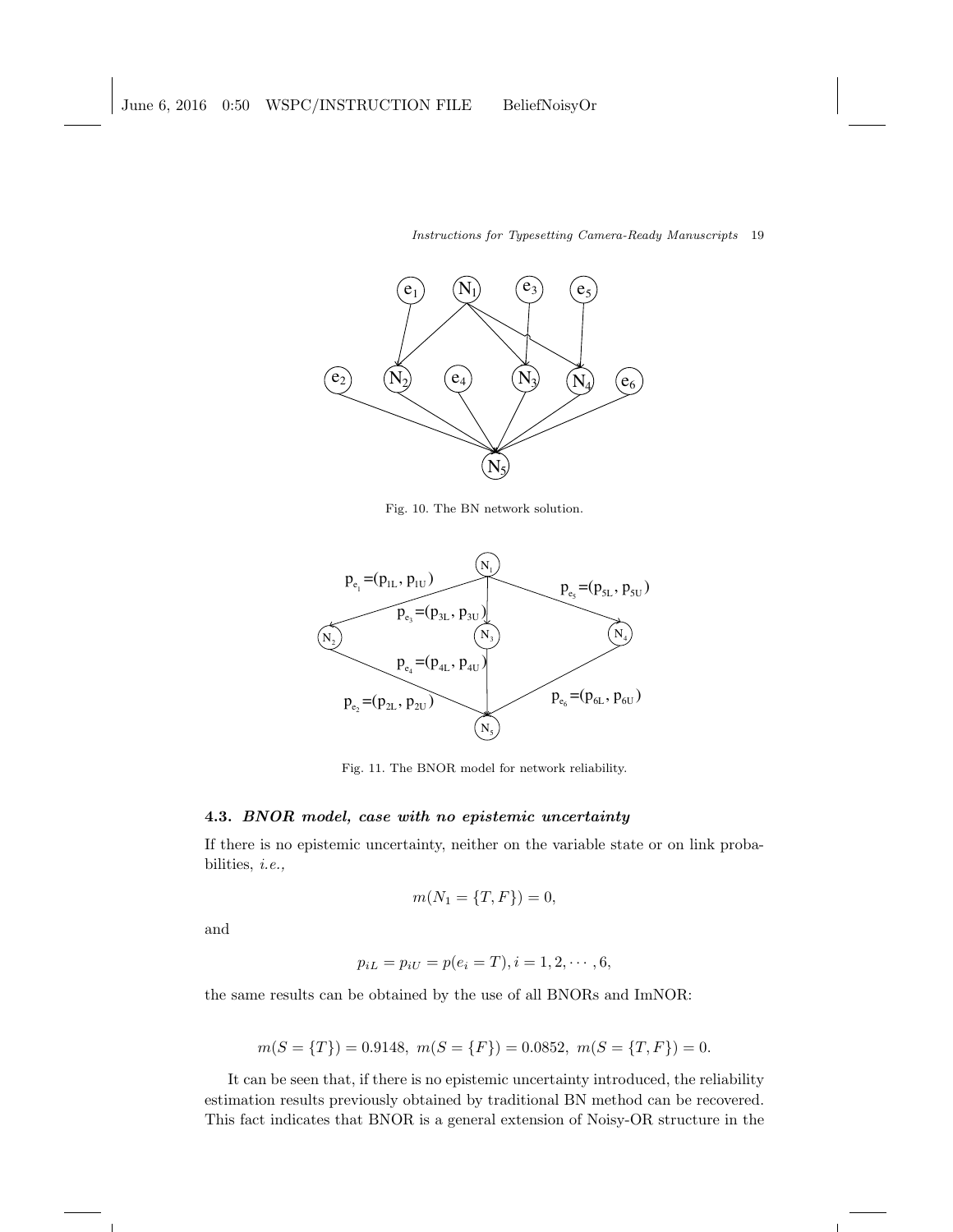Fig. 10. The BN network solution.

Fig. 11. The BNOR model for network reliability.

### 4.3. *BNOR model, case with no epistemic uncertainty*

If there is no epistemic uncertainty, neither on the variable state or on link probabilities, *i.e.,*

$$m(N_1 = \{T, F\}) = 0,$$

and

$$p_{iL} = p_{iU} = p(e_i = T), i = 1, 2, \cdots, 6,$$

the same results can be obtained by the use of all BNORs and ImNOR:

$$m(S = \{T\}) = 0.9148,\ m(S = \{F\}) = 0.0852,\ m(S = \{T, F\}) = 0.$$

It can be seen that, if there is no epistemic uncertainty introduced, the reliability estimation results previously obtained by traditional BN method can be recovered. This fact indicates that BNOR is a general extension of Noisy-OR structure in the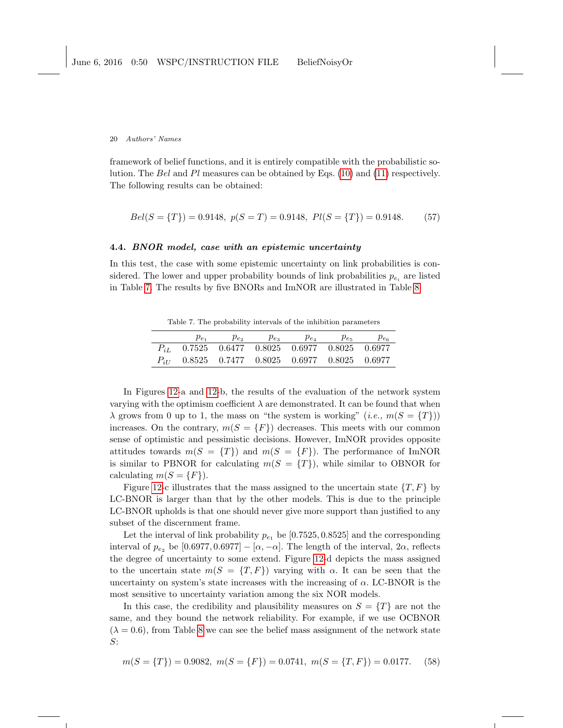framework of belief functions, and it is entirely compatible with the probabilistic solution. The $Bel$ and $Pl$ measures can be obtained by Eqs. (10) and (11) respectively. The following results can be obtained:

$$Bel(S=\{T\}) = 0.9148,\ p(S=T) = 0.9148,\ Pl(S=\{T\}) = 0.9148. \tag{57}$$

### 4.4. *BNOR model, case with an epistemic uncertainty*

In this test, the case with some epistemic uncertainty on link probabilities is considered. The lower and upper probability bounds of link probabilities $p_{e_i}$ are listed in Table 7. The results by five BNORs and ImNOR are illustrated in Table 8.

Table 7. The probability intervals of the inhibition parameters

| | $p_{e_1}$ | $p_{e_2}$ | $p_{e_3}$ | $p_{e_4}$ | $p_{e_5}$ | $p_{e_6}$ |
|---|---|---|---|---|---|---|
| $P_{iL}$ | 0.7525 | 0.6477 | 0.8025 | 0.6977 | 0.8025 | 0.6977 |
| $P_{iU}$ | 0.8525 | 0.7477 | 0.8025 | 0.6977 | 0.8025 | 0.6977 |

In Figures 12-a and 12-b, the results of the evaluation of the network system varying with the optimism coefficient $\lambda$ are demonstrated. It can be found that when $\lambda$ grows from 0 up to 1, the mass on "the system is working" (*i.e.,* $m(S=\{T\})$) increases. On the contrary, $m(S=\{F\})$ decreases. This meets with our common sense of optimistic and pessimistic decisions. However, ImNOR provides opposite attitudes towards $m(S=\{T\})$ and $m(S=\{F\})$. The performance of ImNOR is similar to PBNOR for calculating $m(S=\{T\})$, while similar to OBNOR for calculating $m(S=\{F\})$.

Figure 12-c illustrates that the mass assigned to the uncertain state $\{T,F\}$ by LC-BNOR is larger than that by the other models. This is due to the principle LC-BNOR upholds is that one should never give more support than justified to any subset of the discernment frame.

Let the interval of link probability $p_{e_1}$ be $[0.7525, 0.8525]$ and the corresponding interval of $p_{e_2}$ be $[0.6977, 0.6977] - [\alpha, -\alpha]$. The length of the interval, $2\alpha$, reflects the degree of uncertainty to some extend. Figure 12-d depicts the mass assigned to the uncertain state $m(S=\{T,F\})$ varying with $\alpha$. It can be seen that the uncertainty on system's state increases with the increasing of $\alpha$. LC-BNOR is the most sensitive to uncertainty variation among the six NOR models.

In this case, the credibility and plausibility measures on $S=\{T\}$ are not the same, and they bound the network reliability. For example, if we use OCBNOR ($\lambda = 0.6$), from Table 8 we can see the belief mass assignment of the network state $S$:

$$m(S=\{T\}) = 0.9082,\ m(S=\{F\}) = 0.0741,\ m(S=\{T,F\}) = 0.0177. \tag{58}$$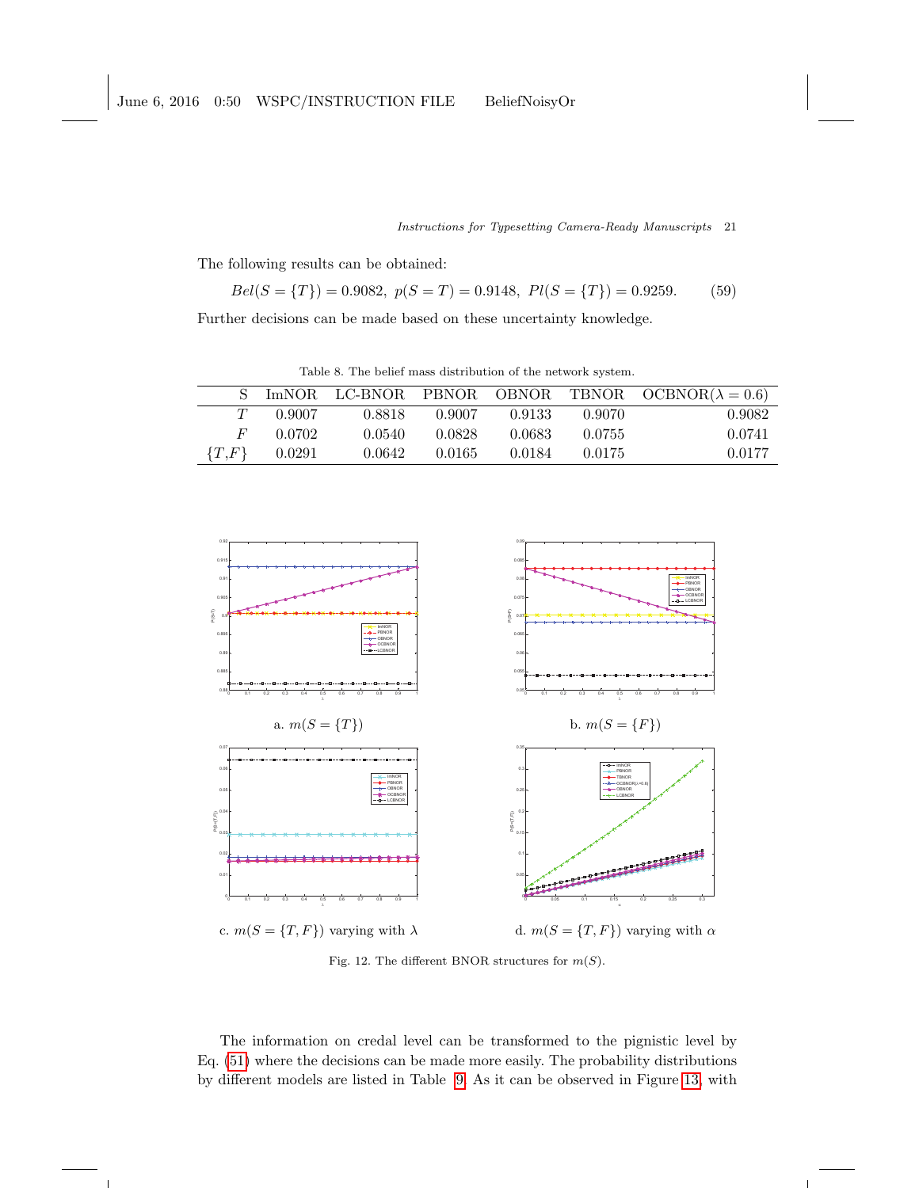The following results can be obtained:

$$Bel(S=\{T\})=0.9082,\ p(S=T)=0.9148,\ Pl(S=\{T\})=0.9259. \tag{59}$$

Further decisions can be made based on these uncertainty knowledge.

Table 8. The belief mass distribution of the network system.

| S | ImNOR | LC-BNOR | PBNOR | OBNOR | TBNOR | OCBNOR($\lambda=0.6$) |
|---|---|---|---|---|---|---|
| $T$ | 0.9007 | 0.8818 | 0.9007 | 0.9133 | 0.9070 | 0.9082 |
| $F$ | 0.0702 | 0.0540 | 0.0828 | 0.0683 | 0.0755 | 0.0741 |
| $\{T,F\}$ | 0.0291 | 0.0642 | 0.0165 | 0.0184 | 0.0175 | 0.0177 |

a. $m(S=\{T\})$

b. $m(S=\{F\})$

c. $m(S=\{T,F\})$ varying with $\lambda$

d. $m(S=\{T,F\})$ varying with $\alpha$

Fig. 12. The different BNOR structures for $m(S)$.

The information on credal level can be transformed to the pignistic level by Eq. (51) where the decisions can be made more easily. The probability distributions by different models are listed in Table 9. As it can be observed in Figure 13, with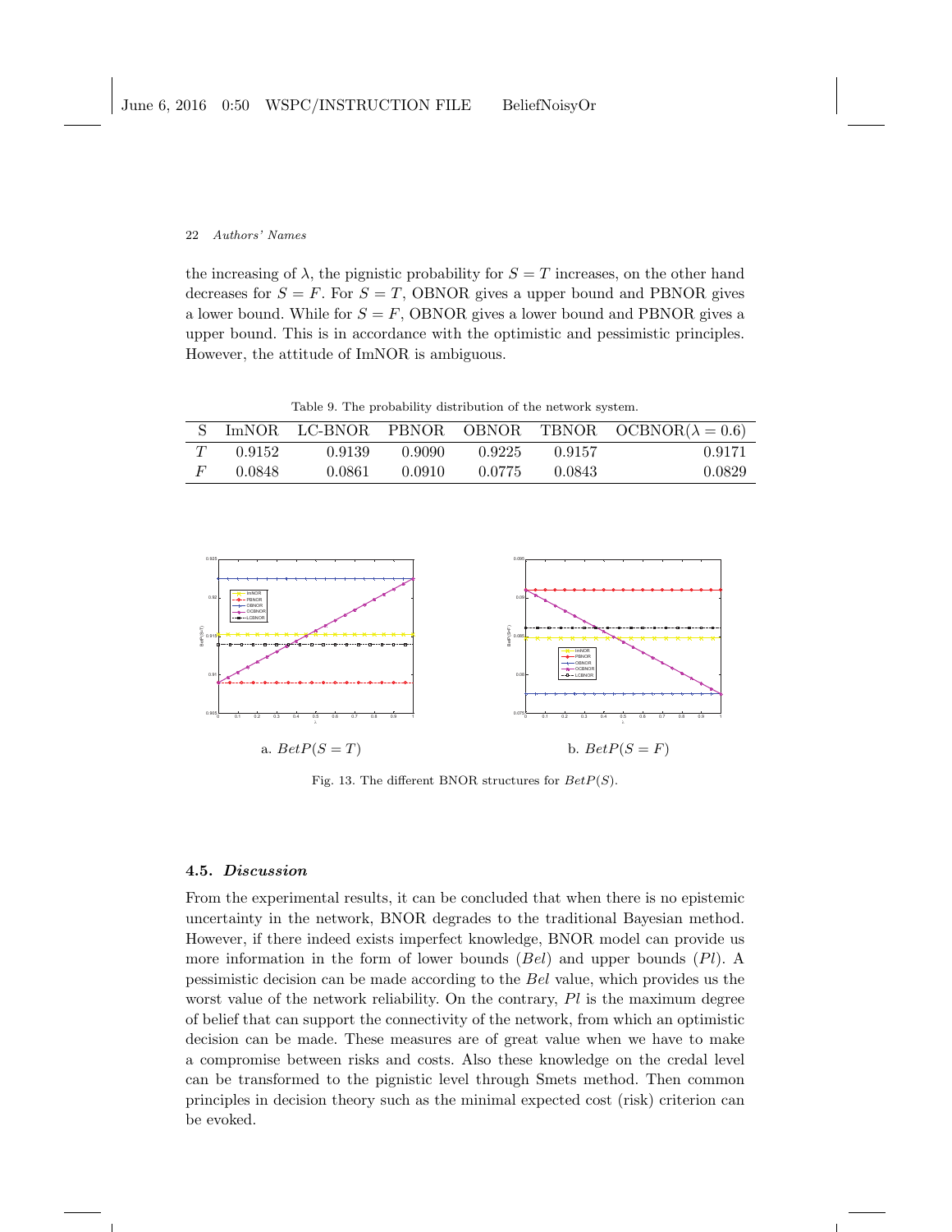the increasing of $\lambda$, the pignistic probability for $S = T$ increases, on the other hand decreases for $S = F$. For $S = T$, OBNOR gives a upper bound and PBNOR gives a lower bound. While for $S = F$, OBNOR gives a lower bound and PBNOR gives a upper bound. This is in accordance with the optimistic and pessimistic principles. However, the attitude of ImNOR is ambiguous.

Table 9. The probability distribution of the network system.

| S | ImNOR | LC-BNOR | PBNOR | OBNOR | TBNOR | OCBNOR($\lambda = 0.6$) |
|---|---|---|---|---|---|---|
| $T$ | 0.9152 | 0.9139 | 0.9090 | 0.9225 | 0.9157 | 0.9171 |
| $F$ | 0.0848 | 0.0861 | 0.0910 | 0.0775 | 0.0843 | 0.0829 |

a. $BetP(S = T)$

b. $BetP(S = F)$

Fig. 13. The different BNOR structures for $BetP(S)$.

### 4.5. *Discussion*

From the experimental results, it can be concluded that when there is no epistemic uncertainty in the network, BNOR degrades to the traditional Bayesian method. However, if there indeed exists imperfect knowledge, BNOR model can provide us more information in the form of lower bounds ($Bel$) and upper bounds ($Pl$). A pessimistic decision can be made according to the $Bel$ value, which provides us the worst value of the network reliability. On the contrary, $Pl$ is the maximum degree of belief that can support the connectivity of the network, from which an optimistic decision can be made. These measures are of great value when we have to make a compromise between risks and costs. Also these knowledge on the credal level can be transformed to the pignistic level through Smets method. Then common principles in decision theory such as the minimal expected cost (risk) criterion can be evoked.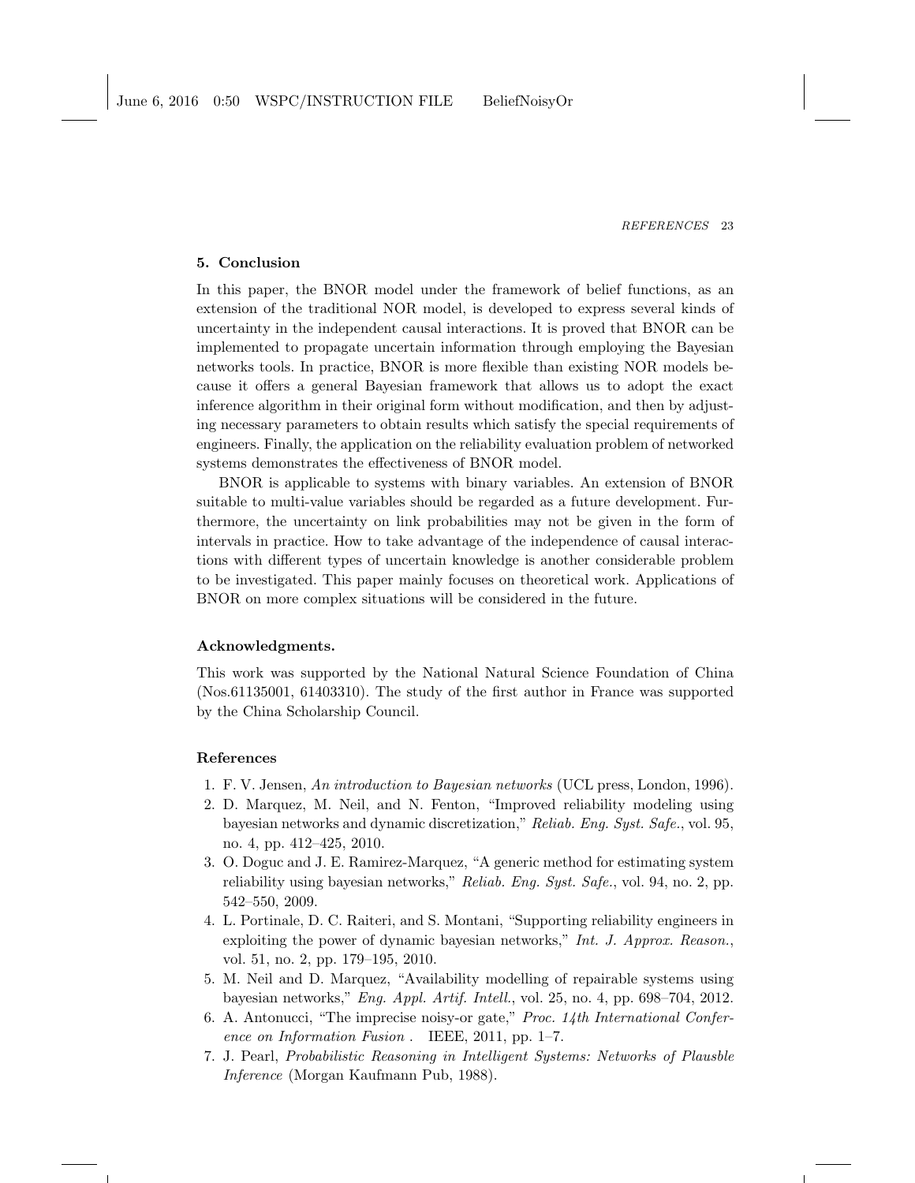## 5. Conclusion

In this paper, the BNOR model under the framework of belief functions, as an extension of the traditional NOR model, is developed to express several kinds of uncertainty in the independent causal interactions. It is proved that BNOR can be implemented to propagate uncertain information through employing the Bayesian networks tools. In practice, BNOR is more flexible than existing NOR models because it offers a general Bayesian framework that allows us to adopt the exact inference algorithm in their original form without modification, and then by adjusting necessary parameters to obtain results which satisfy the special requirements of engineers. Finally, the application on the reliability evaluation problem of networked systems demonstrates the effectiveness of BNOR model.

BNOR is applicable to systems with binary variables. An extension of BNOR suitable to multi-value variables should be regarded as a future development. Furthermore, the uncertainty on link probabilities may not be given in the form of intervals in practice. How to take advantage of the independence of causal interactions with different types of uncertain knowledge is another considerable problem to be investigated. This paper mainly focuses on theoretical work. Applications of BNOR on more complex situations will be considered in the future.

### Acknowledgments.

This work was supported by the National Natural Science Foundation of China (Nos.61135001, 61403310). The study of the first author in France was supported by the China Scholarship Council.

### References

1. F. V. Jensen, *An introduction to Bayesian networks* (UCL press, London, 1996).
2. D. Marquez, M. Neil, and N. Fenton, "Improved reliability modeling using bayesian networks and dynamic discretization," *Reliab. Eng. Syst. Safe.*, vol. 95, no. 4, pp. 412–425, 2010.
3. O. Doguc and J. E. Ramirez-Marquez, "A generic method for estimating system reliability using bayesian networks," *Reliab. Eng. Syst. Safe.*, vol. 94, no. 2, pp. 542–550, 2009.
4. L. Portinale, D. C. Raiteri, and S. Montani, "Supporting reliability engineers in exploiting the power of dynamic bayesian networks," *Int. J. Approx. Reason.*, vol. 51, no. 2, pp. 179–195, 2010.
5. M. Neil and D. Marquez, "Availability modelling of repairable systems using bayesian networks," *Eng. Appl. Artif. Intell.*, vol. 25, no. 4, pp. 698–704, 2012.
6. A. Antonucci, "The imprecise noisy-or gate," *Proc. 14th International Conference on Information Fusion* . IEEE, 2011, pp. 1–7.
7. J. Pearl, *Probabilistic Reasoning in Intelligent Systems: Networks of Plausble Inference* (Morgan Kaufmann Pub, 1988).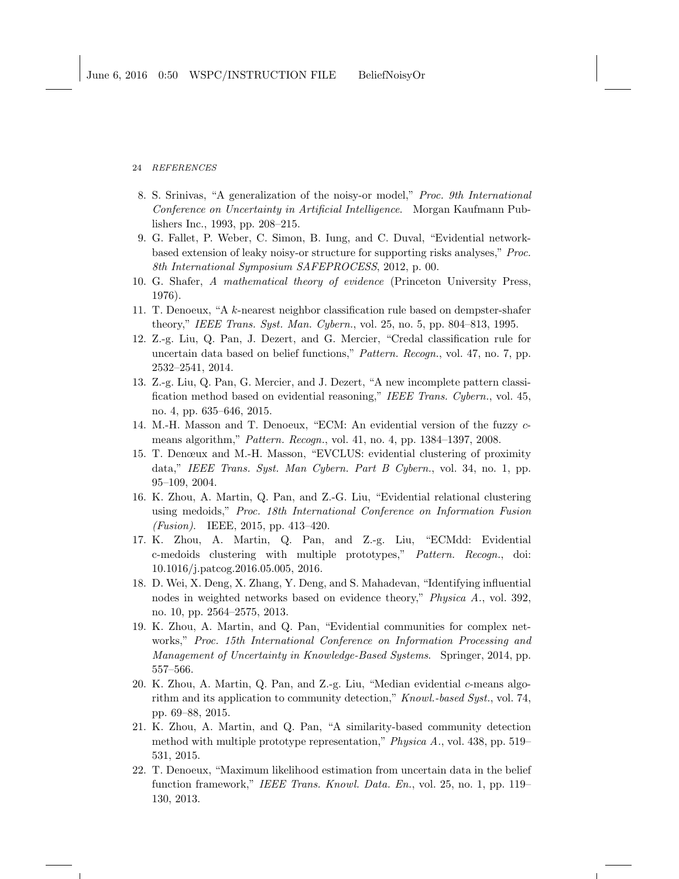8. S. Srinivas, "A generalization of the noisy-or model," *Proc. 9th International Conference on Uncertainty in Artificial Intelligence*. Morgan Kaufmann Publishers Inc., 1993, pp. 208–215.
9. G. Fallet, P. Weber, C. Simon, B. Iung, and C. Duval, "Evidential network-based extension of leaky noisy-or structure for supporting risks analyses," *Proc. 8th International Symposium SAFEPROCESS*, 2012, p. 00.
10. G. Shafer, *A mathematical theory of evidence* (Princeton University Press, 1976).
11. T. Denoeux, "A $k$-nearest neighbor classification rule based on dempster-shafer theory," *IEEE Trans. Syst. Man. Cybern.*, vol. 25, no. 5, pp. 804–813, 1995.
12. Z.-g. Liu, Q. Pan, J. Dezert, and G. Mercier, "Credal classification rule for uncertain data based on belief functions," *Pattern. Recogn.*, vol. 47, no. 7, pp. 2532–2541, 2014.
13. Z.-g. Liu, Q. Pan, G. Mercier, and J. Dezert, "A new incomplete pattern classification method based on evidential reasoning," *IEEE Trans. Cybern.*, vol. 45, no. 4, pp. 635–646, 2015.
14. M.-H. Masson and T. Denoeux, "ECM: An evidential version of the fuzzy $c$-means algorithm," *Pattern. Recogn.*, vol. 41, no. 4, pp. 1384–1397, 2008.
15. T. Denœux and M.-H. Masson, "EVCLUS: evidential clustering of proximity data," *IEEE Trans. Syst. Man Cybern. Part B Cybern.*, vol. 34, no. 1, pp. 95–109, 2004.
16. K. Zhou, A. Martin, Q. Pan, and Z.-G. Liu, "Evidential relational clustering using medoids," *Proc. 18th International Conference on Information Fusion (Fusion)*. IEEE, 2015, pp. 413–420.
17. K. Zhou, A. Martin, Q. Pan, and Z.-g. Liu, "ECMdd: Evidential c-medoids clustering with multiple prototypes," *Pattern. Recogn.*, doi: 10.1016/j.patcog.2016.05.005, 2016.
18. D. Wei, X. Deng, X. Zhang, Y. Deng, and S. Mahadevan, "Identifying influential nodes in weighted networks based on evidence theory," *Physica A.*, vol. 392, no. 10, pp. 2564–2575, 2013.
19. K. Zhou, A. Martin, and Q. Pan, "Evidential communities for complex networks," *Proc. 15th International Conference on Information Processing and Management of Uncertainty in Knowledge-Based Systems*. Springer, 2014, pp. 557–566.
20. K. Zhou, A. Martin, Q. Pan, and Z.-g. Liu, "Median evidential $c$-means algorithm and its application to community detection," *Knowl.-based Syst.*, vol. 74, pp. 69–88, 2015.
21. K. Zhou, A. Martin, and Q. Pan, "A similarity-based community detection method with multiple prototype representation," *Physica A.*, vol. 438, pp. 519–531, 2015.
22. T. Denoeux, "Maximum likelihood estimation from uncertain data in the belief function framework," *IEEE Trans. Knowl. Data. En.*, vol. 25, no. 1, pp. 119–130, 2013.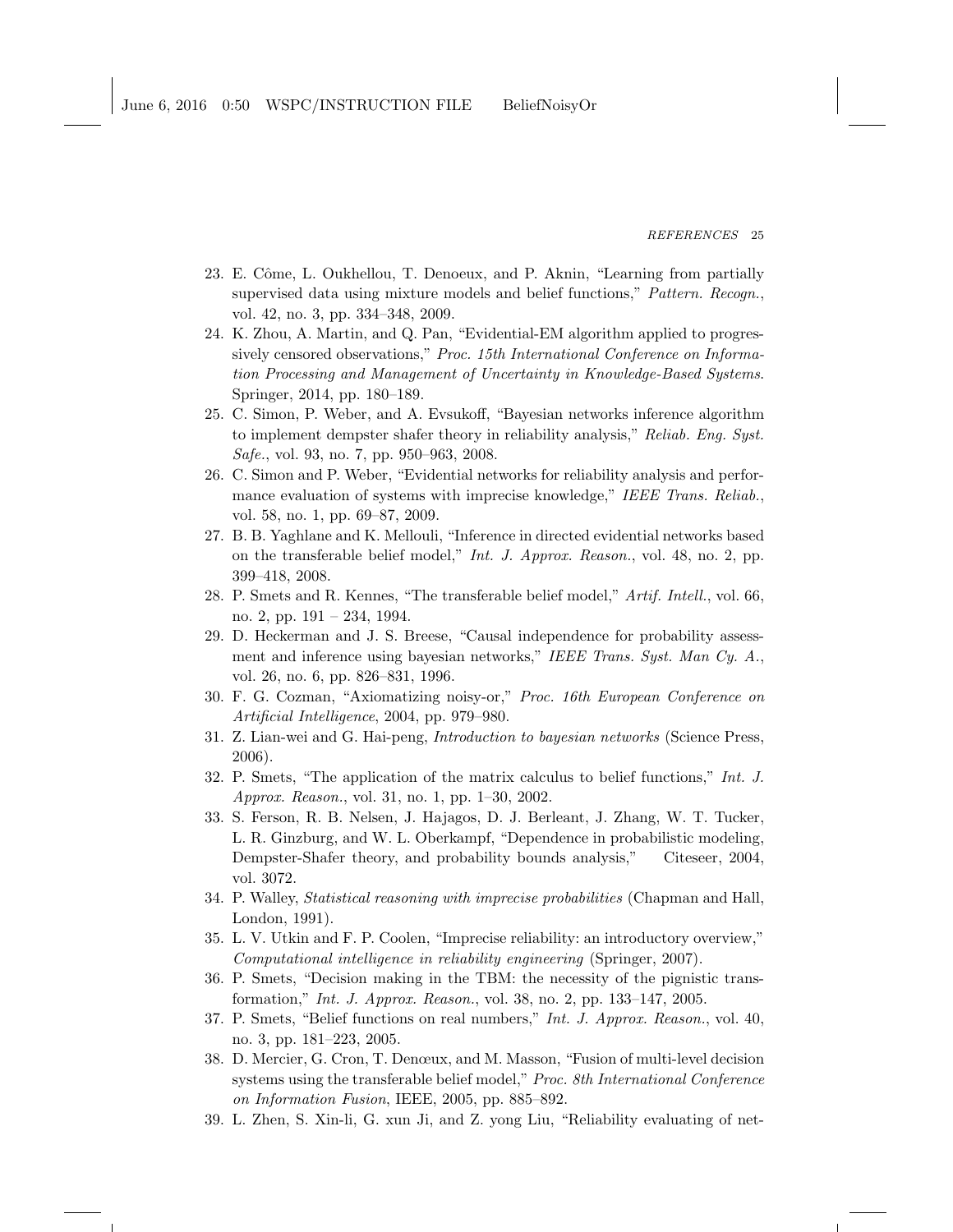23. E. Côme, L. Oukhellou, T. Denoeux, and P. Aknin, "Learning from partially supervised data using mixture models and belief functions," *Pattern. Recogn.*, vol. 42, no. 3, pp. 334–348, 2009.
24. K. Zhou, A. Martin, and Q. Pan, "Evidential-EM algorithm applied to progressively censored observations," *Proc. 15th International Conference on Information Processing and Management of Uncertainty in Knowledge-Based Systems*. Springer, 2014, pp. 180–189.
25. C. Simon, P. Weber, and A. Evsukoff, "Bayesian networks inference algorithm to implement dempster shafer theory in reliability analysis," *Reliab. Eng. Syst. Safe.*, vol. 93, no. 7, pp. 950–963, 2008.
26. C. Simon and P. Weber, "Evidential networks for reliability analysis and performance evaluation of systems with imprecise knowledge," *IEEE Trans. Reliab.*, vol. 58, no. 1, pp. 69–87, 2009.
27. B. B. Yaghlane and K. Mellouli, "Inference in directed evidential networks based on the transferable belief model," *Int. J. Approx. Reason.*, vol. 48, no. 2, pp. 399–418, 2008.
28. P. Smets and R. Kennes, "The transferable belief model," *Artif. Intell.*, vol. 66, no. 2, pp. 191 – 234, 1994.
29. D. Heckerman and J. S. Breese, "Causal independence for probability assessment and inference using bayesian networks," *IEEE Trans. Syst. Man Cy. A.*, vol. 26, no. 6, pp. 826–831, 1996.
30. F. G. Cozman, "Axiomatizing noisy-or," *Proc. 16th European Conference on Artificial Intelligence*, 2004, pp. 979–980.
31. Z. Lian-wei and G. Hai-peng, *Introduction to bayesian networks* (Science Press, 2006).
32. P. Smets, "The application of the matrix calculus to belief functions," *Int. J. Approx. Reason.*, vol. 31, no. 1, pp. 1–30, 2002.
33. S. Ferson, R. B. Nelsen, J. Hajagos, D. J. Berleant, J. Zhang, W. T. Tucker, L. R. Ginzburg, and W. L. Oberkampf, "Dependence in probabilistic modeling, Dempster-Shafer theory, and probability bounds analysis," Citeseer, 2004, vol. 3072.
34. P. Walley, *Statistical reasoning with imprecise probabilities* (Chapman and Hall, London, 1991).
35. L. V. Utkin and F. P. Coolen, "Imprecise reliability: an introductory overview," *Computational intelligence in reliability engineering* (Springer, 2007).
36. P. Smets, "Decision making in the TBM: the necessity of the pignistic transformation," *Int. J. Approx. Reason.*, vol. 38, no. 2, pp. 133–147, 2005.
37. P. Smets, "Belief functions on real numbers," *Int. J. Approx. Reason.*, vol. 40, no. 3, pp. 181–223, 2005.
38. D. Mercier, G. Cron, T. Denœux, and M. Masson, "Fusion of multi-level decision systems using the transferable belief model," *Proc. 8th International Conference on Information Fusion*, IEEE, 2005, pp. 885–892.
39. L. Zhen, S. Xin-li, G. xun Ji, and Z. yong Liu, "Reliability evaluating of net-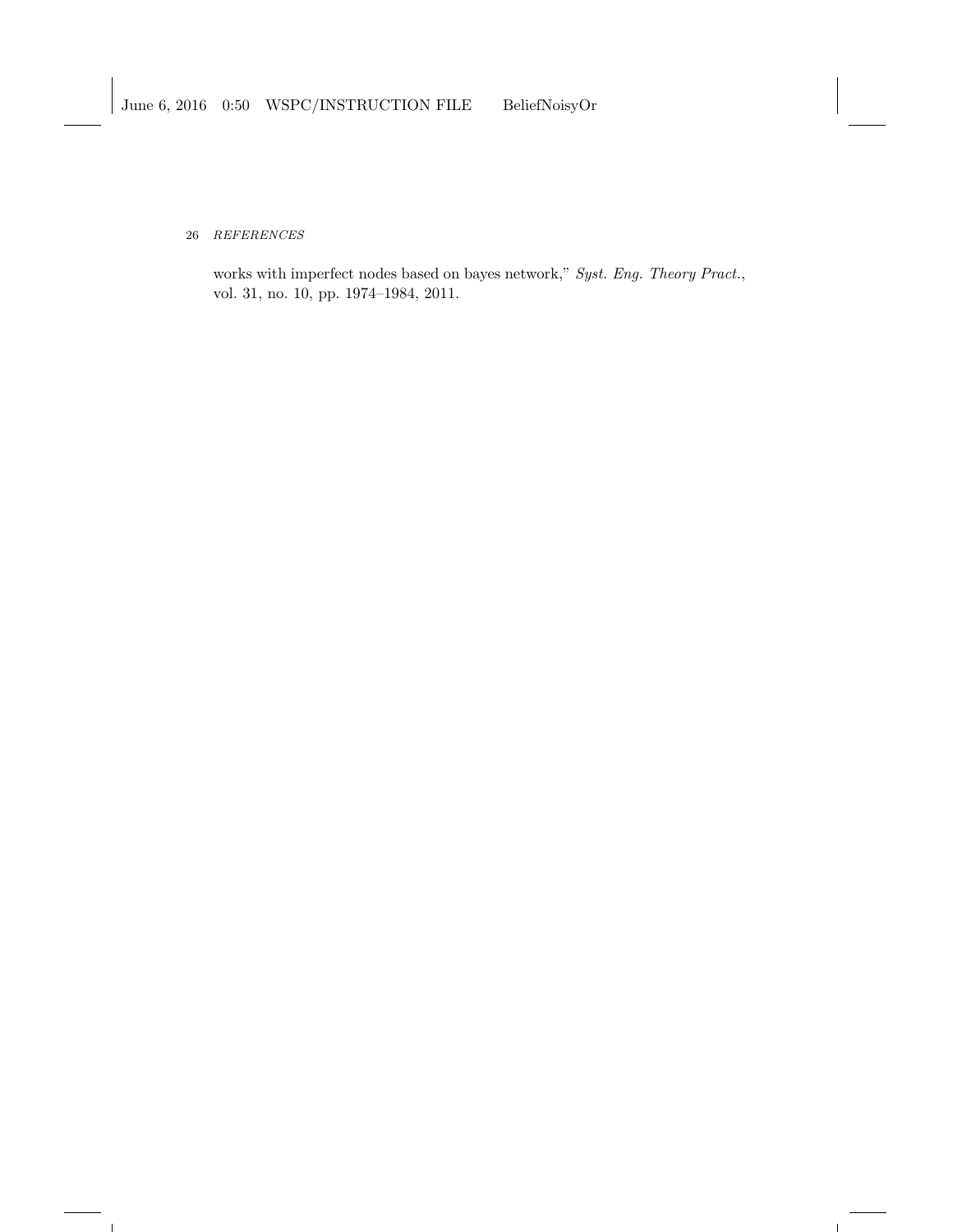works with imperfect nodes based on bayes network," *Syst. Eng. Theory Pract.*, vol. 31, no. 10, pp. 1974–1984, 2011.